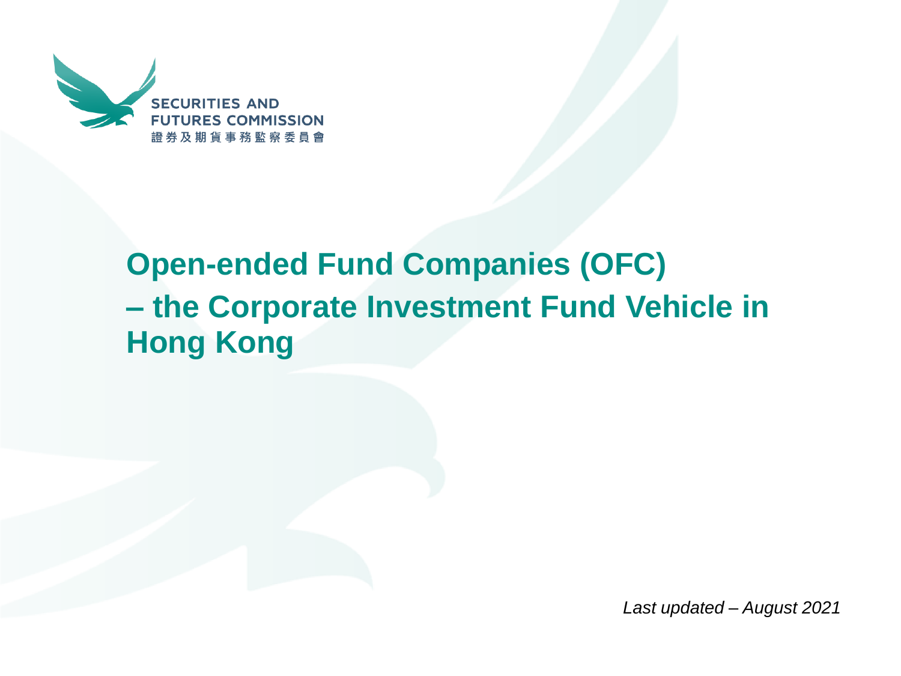SECURITIES AND FUTURES COMMISSION
證券及期貨事務監察委員會

# Open-ended Fund Companies (OFC) – the Corporate Investment Fund Vehicle in Hong Kong

*Last updated – August 2021*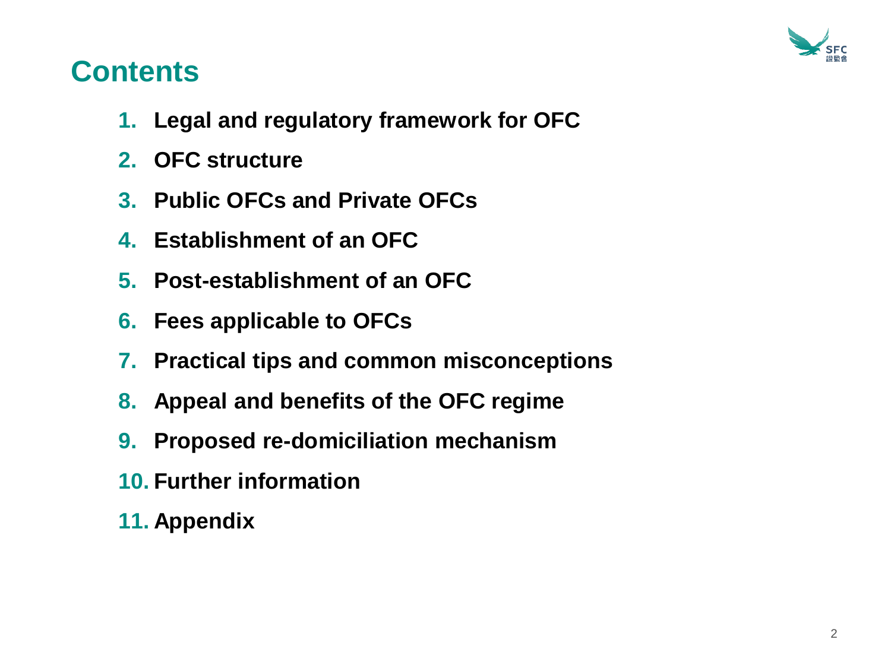# Contents

1. **Legal and regulatory framework for OFC**
2. **OFC structure**
3. **Public OFCs and Private OFCs**
4. **Establishment of an OFC**
5. **Post-establishment of an OFC**
6. **Fees applicable to OFCs**
7. **Practical tips and common misconceptions**
8. **Appeal and benefits of the OFC regime**
9. **Proposed re-domiciliation mechanism**
10. **Further information**
11. **Appendix**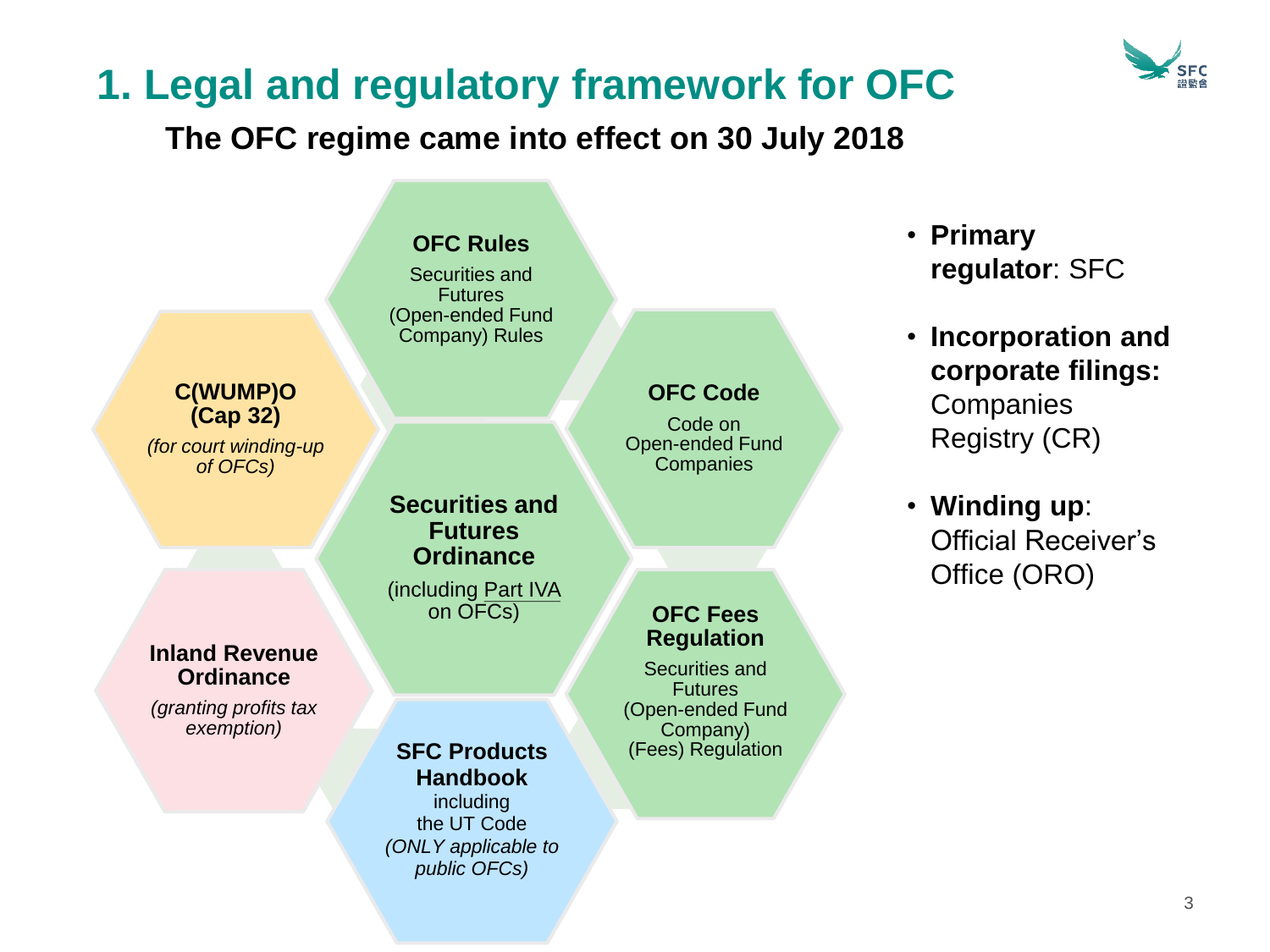# 1. Legal and regulatory framework for OFC

**The OFC regime came into effect on 30 July 2018**

**OFC Rules**
Securities and Futures (Open-ended Fund Company) Rules

**C(WUMP)O (Cap 32)**
*(for court winding-up of OFCs)*

**OFC Code**
Code on Open-ended Fund Companies

**Securities and Futures Ordinance**
(including Part IVA on OFCs)

**Inland Revenue Ordinance**
*(granting profits tax exemption)*

**OFC Fees Regulation**
Securities and Futures (Open-ended Fund Company) (Fees) Regulation

**SFC Products Handbook**
including the UT Code
*(ONLY applicable to public OFCs)*

- **Primary regulator**: SFC
- **Incorporation and corporate filings:** Companies Registry (CR)
- **Winding up**: Official Receiver's Office (ORO)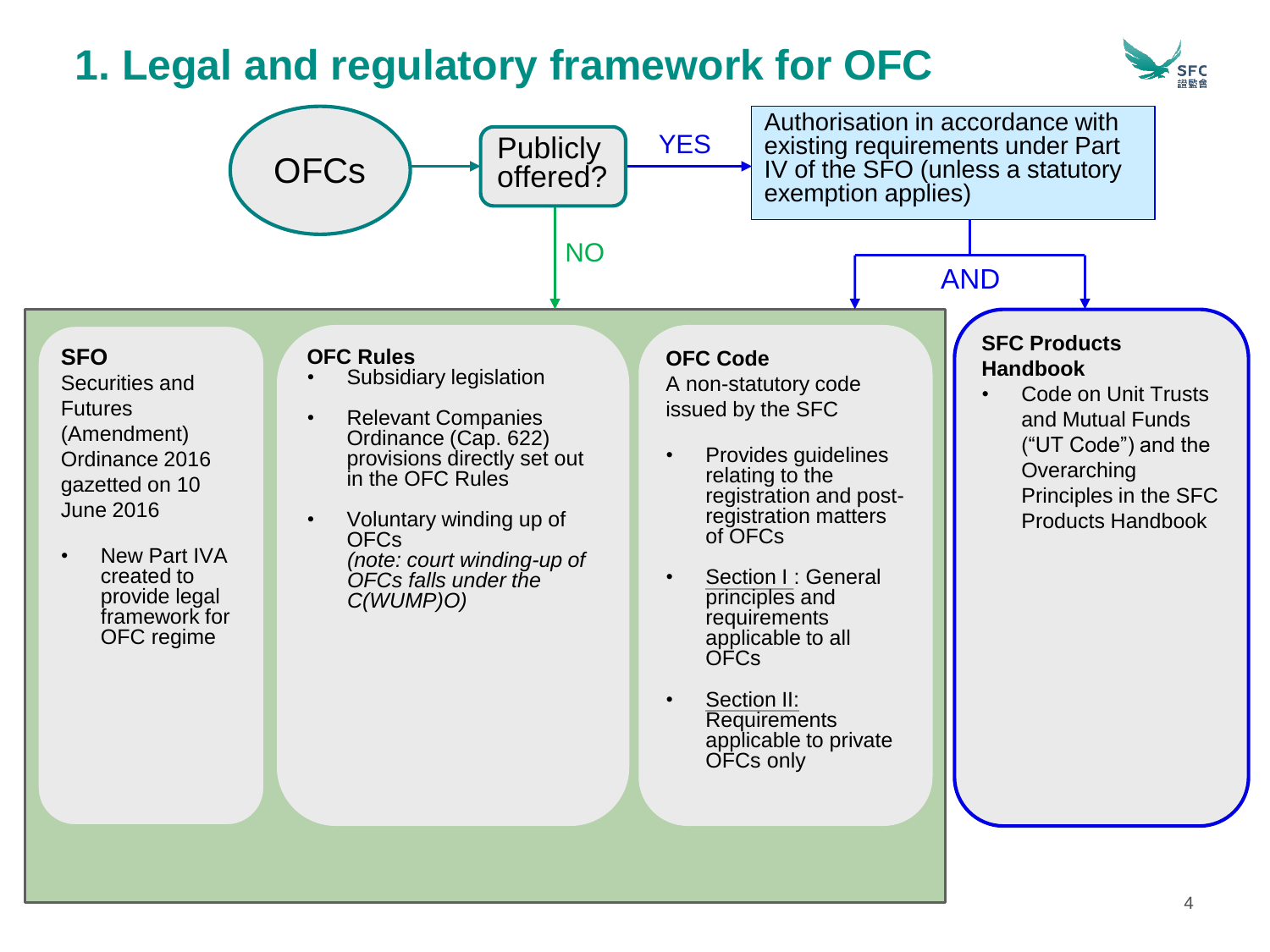# 1. Legal and regulatory framework for OFC

OFCs → Publicly offered?

**YES** → Authorisation in accordance with existing requirements under Part IV of the SFO (unless a statutory exemption applies)

**AND**

**NO** →

**SFO**
Securities and Futures (Amendment) Ordinance 2016 gazetted on 10 June 2016

- New Part IVA created to provide legal framework for OFC regime

**OFC Rules**

- Subsidiary legislation
- Relevant Companies Ordinance (Cap. 622) provisions directly set out in the OFC Rules
- Voluntary winding up of OFCs *(note: court winding-up of OFCs falls under the C(WUMP)O)*

**OFC Code**
A non-statutory code issued by the SFC

- Provides guidelines relating to the registration and post-registration matters of OFCs
- Section I : General principles and requirements applicable to all OFCs
- Section II: Requirements applicable to private OFCs only

**SFC Products Handbook**

- Code on Unit Trusts and Mutual Funds ("UT Code") and the Overarching Principles in the SFC Products Handbook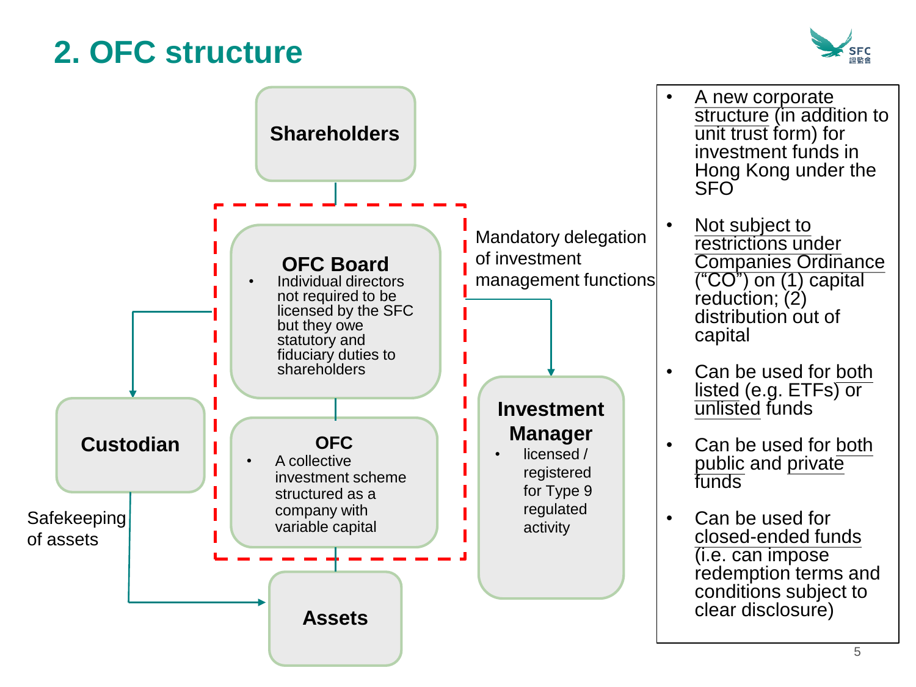# 2. OFC structure

**Shareholders**

**OFC Board**
- Individual directors not required to be licensed by the SFC but they owe statutory and fiduciary duties to shareholders

**OFC**
- A collective investment scheme structured as a company with variable capital

**Custodian**

Safekeeping of assets

**Assets**

Mandatory delegation of investment management functions

**Investment Manager**
- licensed / registered for Type 9 regulated activity

---

- A new corporate structure (in addition to unit trust form) for investment funds in Hong Kong under the SFO
- Not subject to restrictions under Companies Ordinance ("CO") on (1) capital reduction; (2) distribution out of capital
- Can be used for both listed (e.g. ETFs) or unlisted funds
- Can be used for both public and private funds
- Can be used for closed-ended funds (i.e. can impose redemption terms and conditions subject to clear disclosure)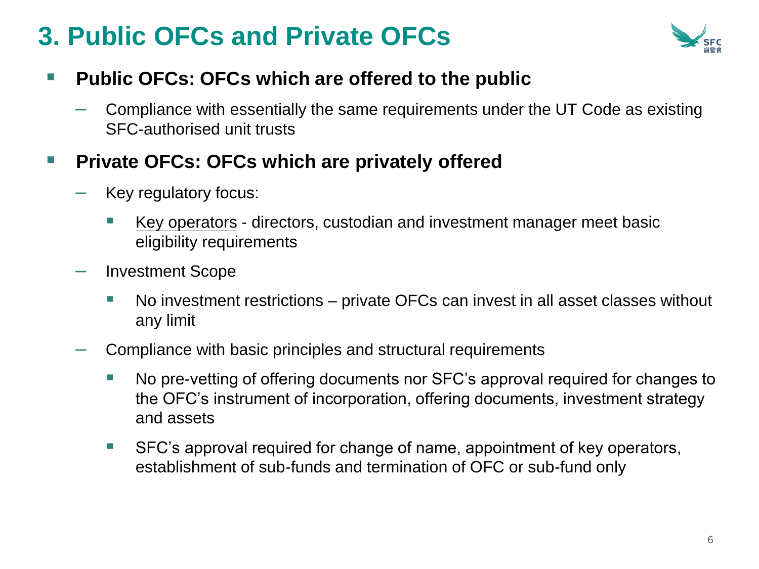# 3. Public OFCs and Private OFCs

- **Public OFCs: OFCs which are offered to the public**
  - Compliance with essentially the same requirements under the UT Code as existing SFC-authorised unit trusts
- **Private OFCs: OFCs which are privately offered**
  - Key regulatory focus:
    - Key operators - directors, custodian and investment manager meet basic eligibility requirements
  - Investment Scope
    - No investment restrictions – private OFCs can invest in all asset classes without any limit
  - Compliance with basic principles and structural requirements
    - No pre-vetting of offering documents nor SFC's approval required for changes to the OFC's instrument of incorporation, offering documents, investment strategy and assets
    - SFC's approval required for change of name, appointment of key operators, establishment of sub-funds and termination of OFC or sub-fund only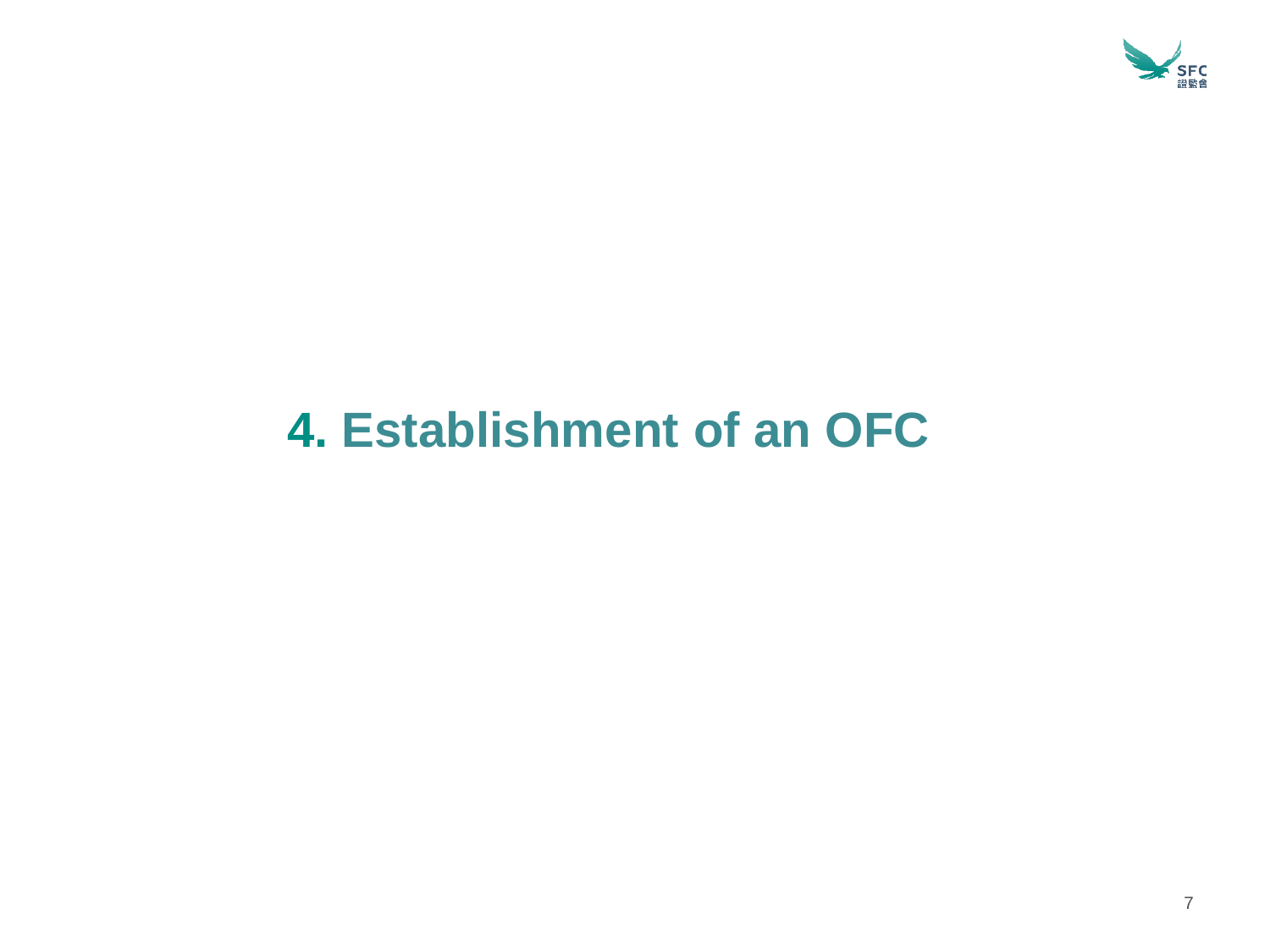# 4. Establishment of an OFC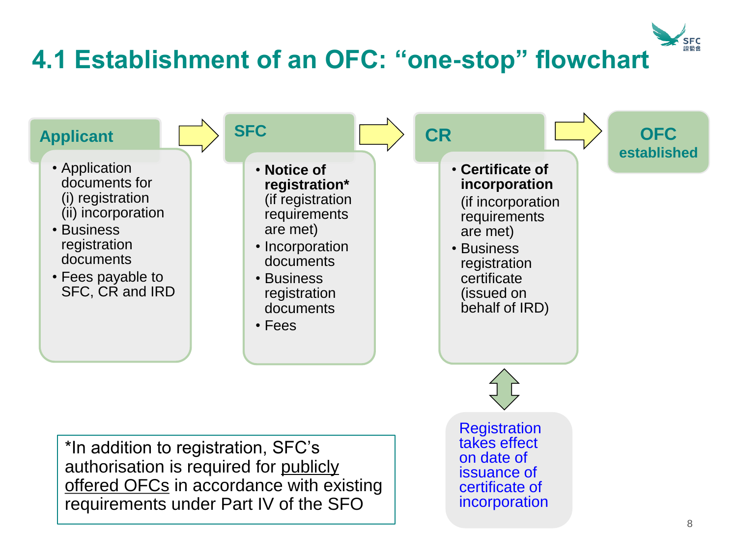# 4.1 Establishment of an OFC: "one-stop" flowchart

**Applicant**

- Application documents for (i) registration (ii) incorporation
- Business registration documents
- Fees payable to SFC, CR and IRD

→

**SFC**

- **Notice of registration*** (if registration requirements are met)
- Incorporation documents
- Business registration documents
- Fees

→

**CR**

- **Certificate of incorporation** (if incorporation requirements are met)
- Business registration certificate (issued on behalf of IRD)

→

**OFC established**

Registration takes effect on date of issuance of certificate of incorporation

*In addition to registration, SFC's authorisation is required for <u>publicly offered OFCs</u> in accordance with existing requirements under Part IV of the SFO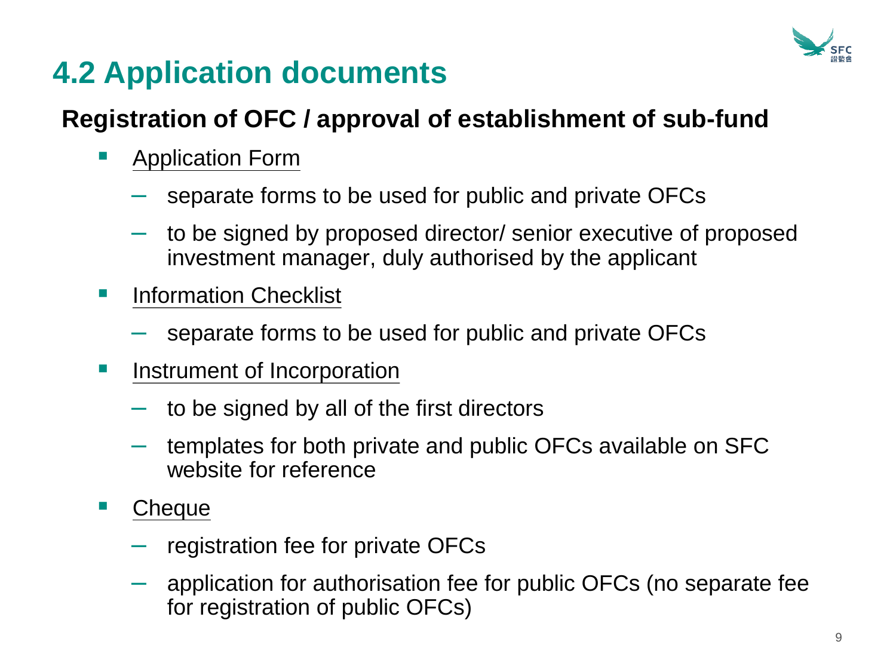# 4.2 Application documents

## Registration of OFC / approval of establishment of sub-fund

- <u>Application Form</u>
  - separate forms to be used for public and private OFCs
  - to be signed by proposed director/ senior executive of proposed investment manager, duly authorised by the applicant
- <u>Information Checklist</u>
  - separate forms to be used for public and private OFCs
- <u>Instrument of Incorporation</u>
  - to be signed by all of the first directors
  - templates for both private and public OFCs available on SFC website for reference
- <u>Cheque</u>
  - registration fee for private OFCs
  - application for authorisation fee for public OFCs (no separate fee for registration of public OFCs)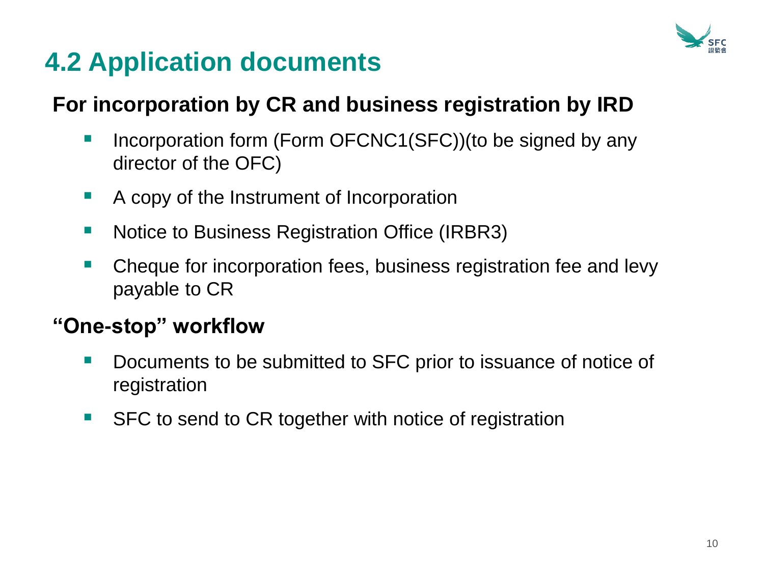# 4.2 Application documents

## For incorporation by CR and business registration by IRD

- Incorporation form (Form OFCNC1(SFC))(to be signed by any director of the OFC)
- A copy of the Instrument of Incorporation
- Notice to Business Registration Office (IRBR3)
- Cheque for incorporation fees, business registration fee and levy payable to CR

## "One-stop" workflow

- Documents to be submitted to SFC prior to issuance of notice of registration
- SFC to send to CR together with notice of registration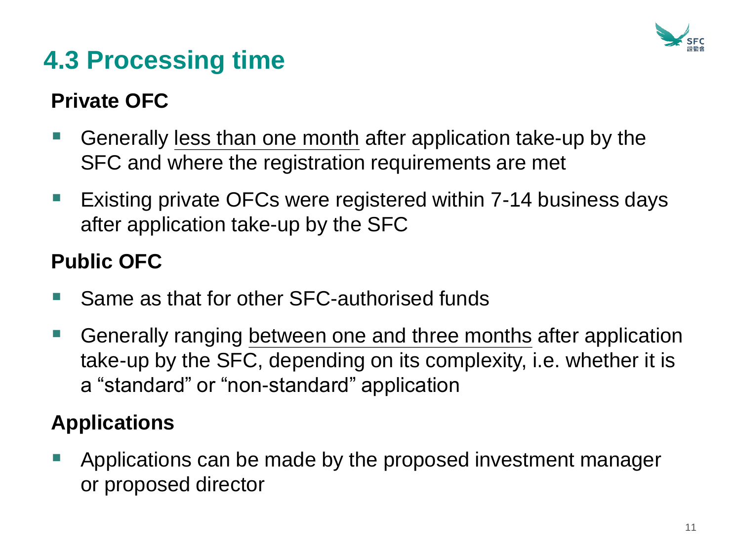# 4.3 Processing time

### Private OFC

- Generally less than one month after application take-up by the SFC and where the registration requirements are met
- Existing private OFCs were registered within 7-14 business days after application take-up by the SFC

### Public OFC

- Same as that for other SFC-authorised funds
- Generally ranging between one and three months after application take-up by the SFC, depending on its complexity, i.e. whether it is a "standard" or "non-standard" application

### Applications

- Applications can be made by the proposed investment manager or proposed director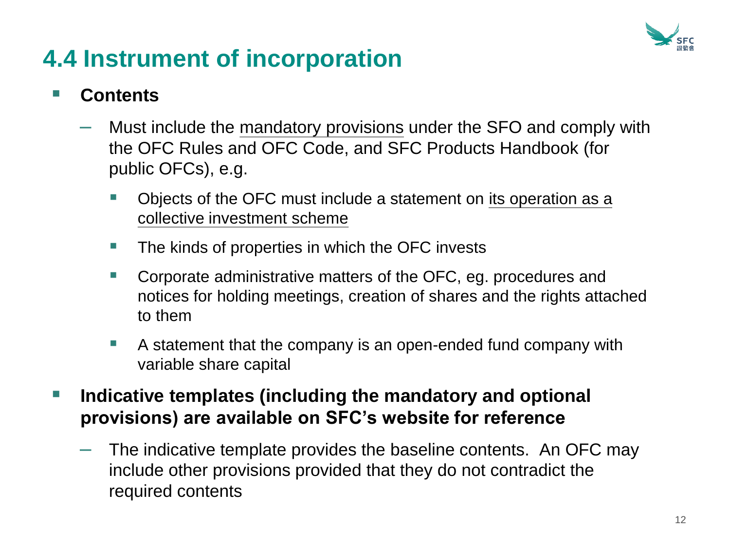# 4.4 Instrument of incorporation

- **Contents**
  - Must include the mandatory provisions under the SFO and comply with the OFC Rules and OFC Code, and SFC Products Handbook (for public OFCs), e.g.
    - Objects of the OFC must include a statement on its operation as a collective investment scheme
    - The kinds of properties in which the OFC invests
    - Corporate administrative matters of the OFC, eg. procedures and notices for holding meetings, creation of shares and the rights attached to them
    - A statement that the company is an open-ended fund company with variable share capital
- **Indicative templates (including the mandatory and optional provisions) are available on SFC's website for reference**
  - The indicative template provides the baseline contents. An OFC may include other provisions provided that they do not contradict the required contents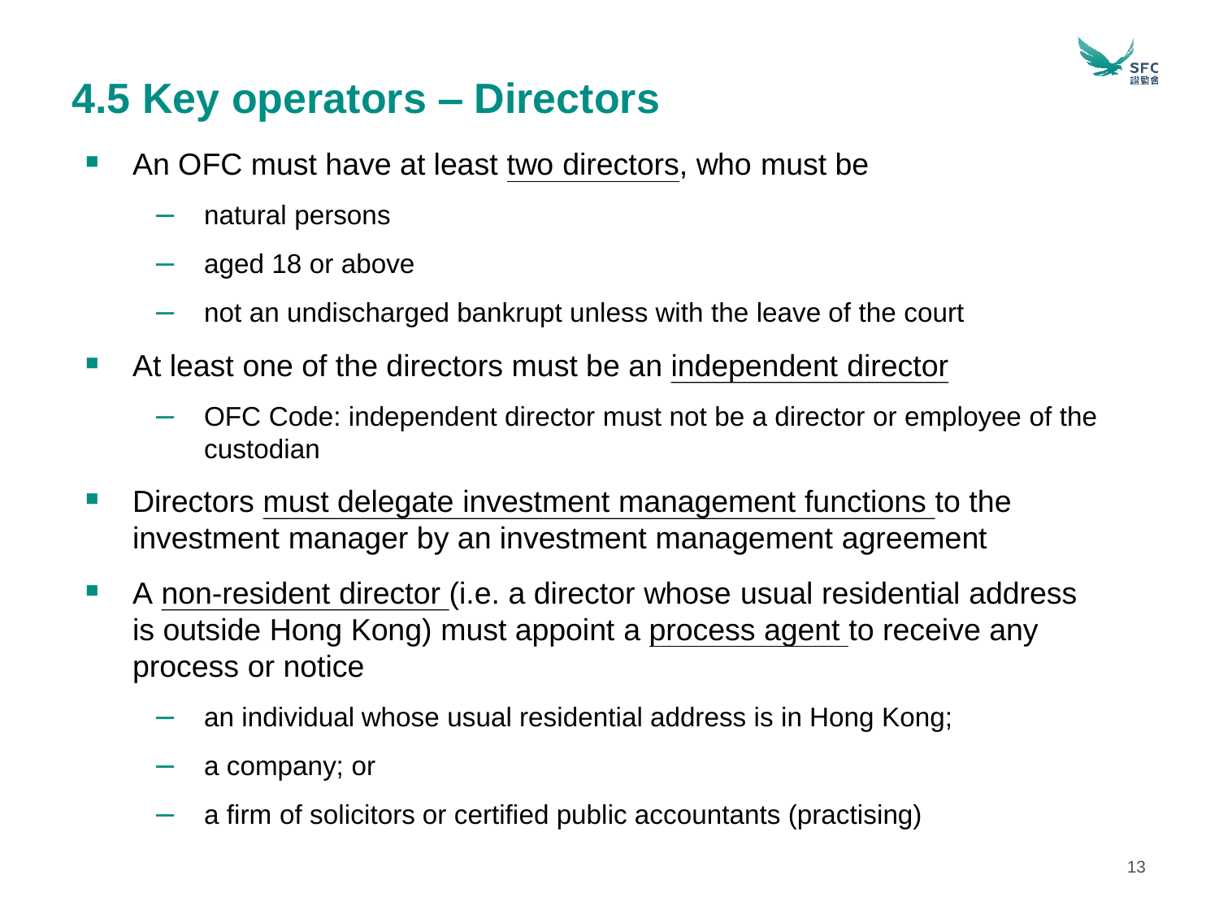# 4.5 Key operators – Directors

- An OFC must have at least two directors, who must be
  - natural persons
  - aged 18 or above
  - not an undischarged bankrupt unless with the leave of the court
- At least one of the directors must be an independent director
  - OFC Code: independent director must not be a director or employee of the custodian
- Directors must delegate investment management functions to the investment manager by an investment management agreement
- A non-resident director (i.e. a director whose usual residential address is outside Hong Kong) must appoint a process agent to receive any process or notice
  - an individual whose usual residential address is in Hong Kong;
  - a company; or
  - a firm of solicitors or certified public accountants (practising)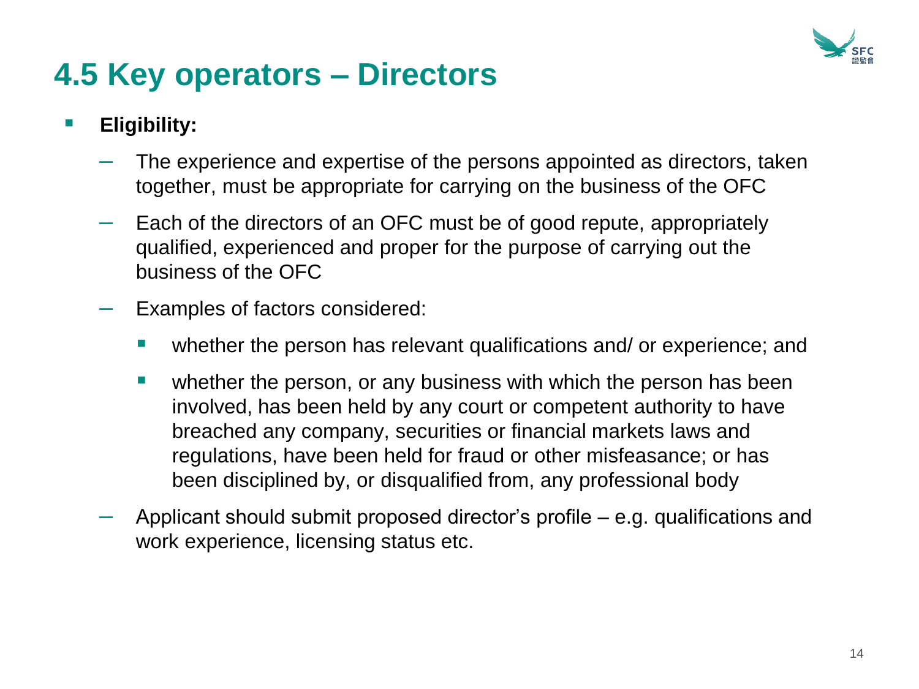# 4.5 Key operators – Directors

- **Eligibility:**
  - The experience and expertise of the persons appointed as directors, taken together, must be appropriate for carrying on the business of the OFC
  - Each of the directors of an OFC must be of good repute, appropriately qualified, experienced and proper for the purpose of carrying out the business of the OFC
  - Examples of factors considered:
    - whether the person has relevant qualifications and/ or experience; and
    - whether the person, or any business with which the person has been involved, has been held by any court or competent authority to have breached any company, securities or financial markets laws and regulations, have been held for fraud or other misfeasance; or has been disciplined by, or disqualified from, any professional body
  - Applicant should submit proposed director's profile – e.g. qualifications and work experience, licensing status etc.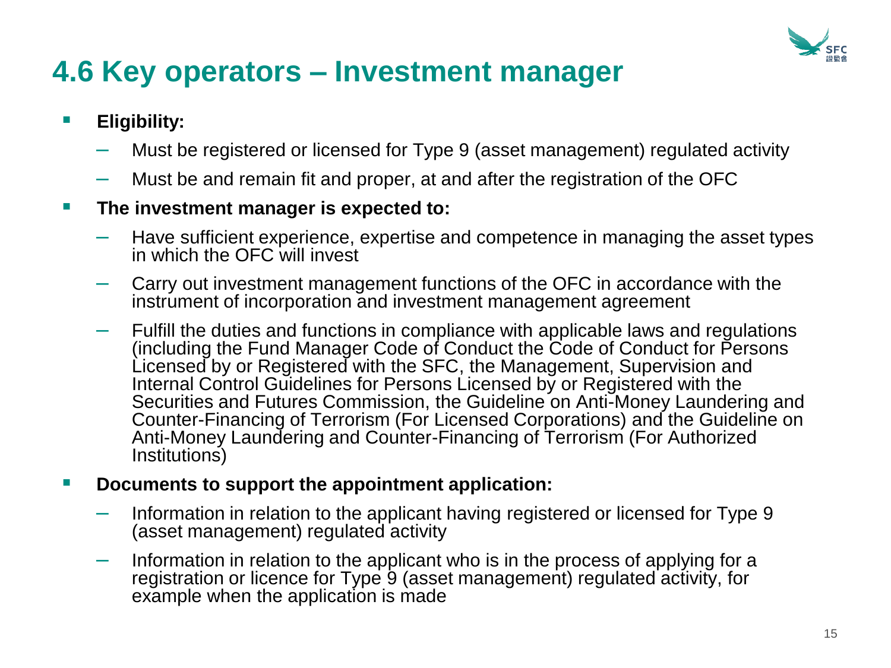# 4.6 Key operators – Investment manager

- **Eligibility:**
  - Must be registered or licensed for Type 9 (asset management) regulated activity
  - Must be and remain fit and proper, at and after the registration of the OFC
- **The investment manager is expected to:**
  - Have sufficient experience, expertise and competence in managing the asset types in which the OFC will invest
  - Carry out investment management functions of the OFC in accordance with the instrument of incorporation and investment management agreement
  - Fulfill the duties and functions in compliance with applicable laws and regulations (including the Fund Manager Code of Conduct the Code of Conduct for Persons Licensed by or Registered with the SFC, the Management, Supervision and Internal Control Guidelines for Persons Licensed by or Registered with the Securities and Futures Commission, the Guideline on Anti-Money Laundering and Counter-Financing of Terrorism (For Licensed Corporations) and the Guideline on Anti-Money Laundering and Counter-Financing of Terrorism (For Authorized Institutions)
- **Documents to support the appointment application:**
  - Information in relation to the applicant having registered or licensed for Type 9 (asset management) regulated activity
  - Information in relation to the applicant who is in the process of applying for a registration or licence for Type 9 (asset management) regulated activity, for example when the application is made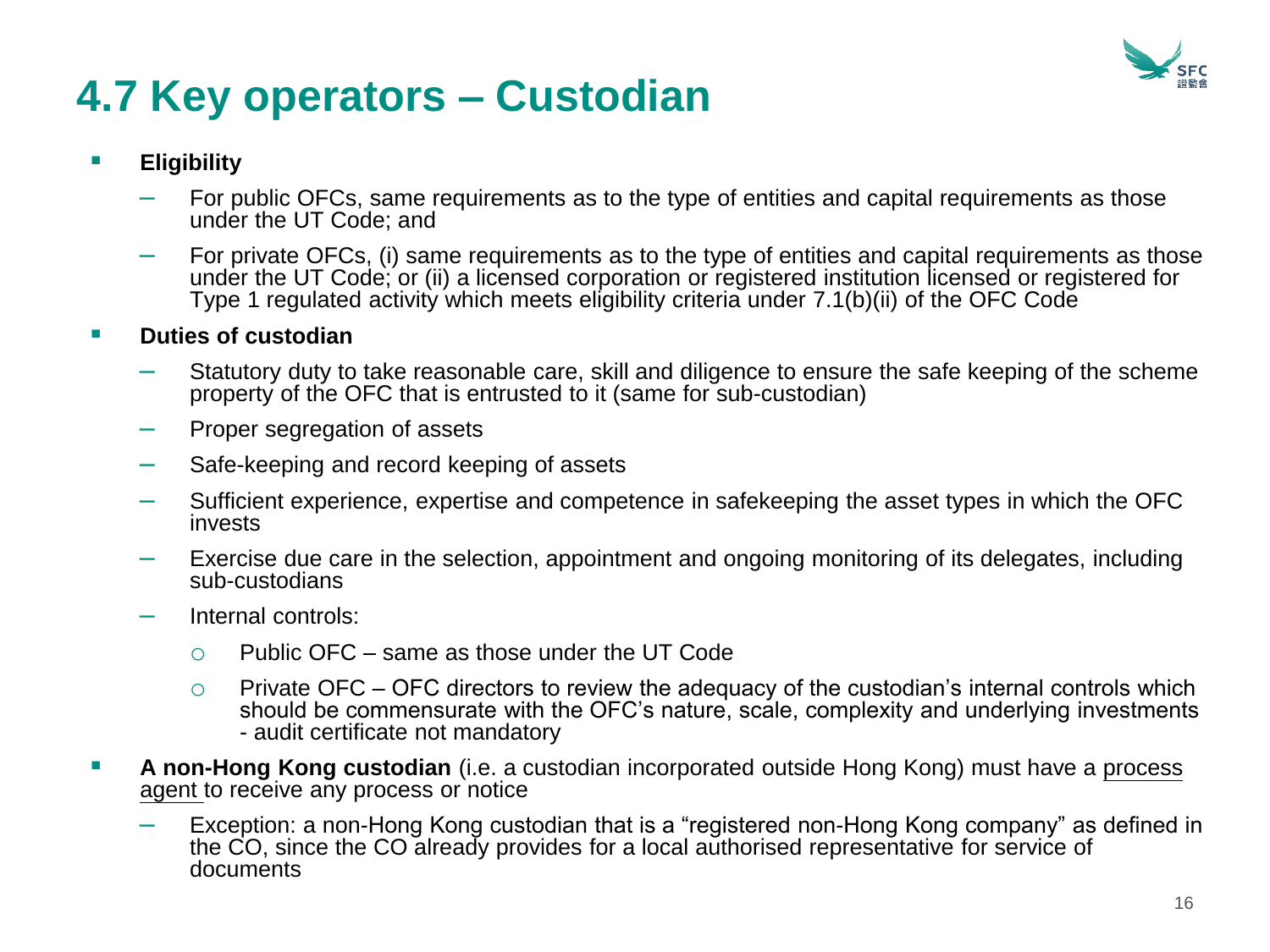# 4.7 Key operators – Custodian

- **Eligibility**
  - For public OFCs, same requirements as to the type of entities and capital requirements as those under the UT Code; and
  - For private OFCs, (i) same requirements as to the type of entities and capital requirements as those under the UT Code; or (ii) a licensed corporation or registered institution licensed or registered for Type 1 regulated activity which meets eligibility criteria under 7.1(b)(ii) of the OFC Code
- **Duties of custodian**
  - Statutory duty to take reasonable care, skill and diligence to ensure the safe keeping of the scheme property of the OFC that is entrusted to it (same for sub-custodian)
  - Proper segregation of assets
  - Safe-keeping and record keeping of assets
  - Sufficient experience, expertise and competence in safekeeping the asset types in which the OFC invests
  - Exercise due care in the selection, appointment and ongoing monitoring of its delegates, including sub-custodians
  - Internal controls:
    - Public OFC – same as those under the UT Code
    - Private OFC – OFC directors to review the adequacy of the custodian's internal controls which should be commensurate with the OFC's nature, scale, complexity and underlying investments - audit certificate not mandatory
- **A non-Hong Kong custodian** (i.e. a custodian incorporated outside Hong Kong) must have a process agent to receive any process or notice
  - Exception: a non-Hong Kong custodian that is a "registered non-Hong Kong company" as defined in the CO, since the CO already provides for a local authorised representative for service of documents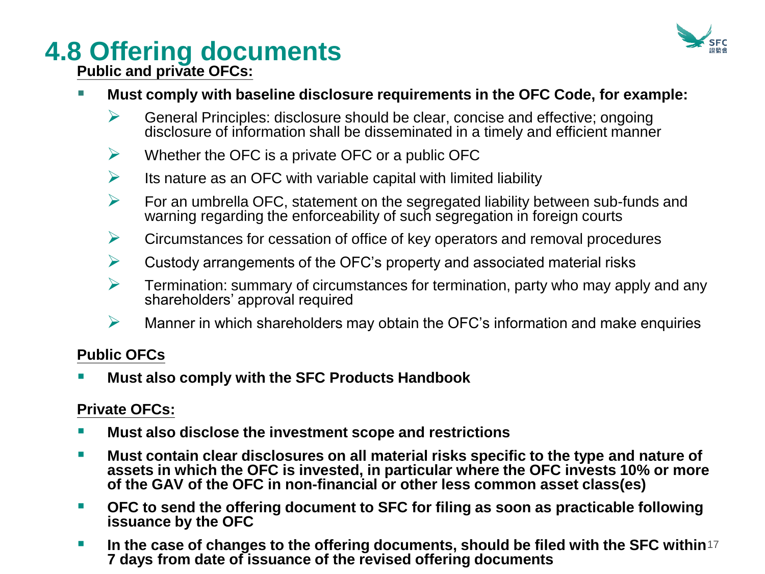# 4.8 Offering documents

**Public and private OFCs:**

- **Must comply with baseline disclosure requirements in the OFC Code, for example:**
  - General Principles: disclosure should be clear, concise and effective; ongoing disclosure of information shall be disseminated in a timely and efficient manner
  - Whether the OFC is a private OFC or a public OFC
  - Its nature as an OFC with variable capital with limited liability
  - For an umbrella OFC, statement on the segregated liability between sub-funds and warning regarding the enforceability of such segregation in foreign courts
  - Circumstances for cessation of office of key operators and removal procedures
  - Custody arrangements of the OFC's property and associated material risks
  - Termination: summary of circumstances for termination, party who may apply and any shareholders' approval required
  - Manner in which shareholders may obtain the OFC's information and make enquiries

**Public OFCs**

- **Must also comply with the SFC Products Handbook**

**Private OFCs:**

- **Must also disclose the investment scope and restrictions**
- **Must contain clear disclosures on all material risks specific to the type and nature of assets in which the OFC is invested, in particular where the OFC invests 10% or more of the GAV of the OFC in non-financial or other less common asset class(es)**
- **OFC to send the offering document to SFC for filing as soon as practicable following issuance by the OFC**
- **In the case of changes to the offering documents, should be filed with the SFC within 7 days from date of issuance of the revised offering documents**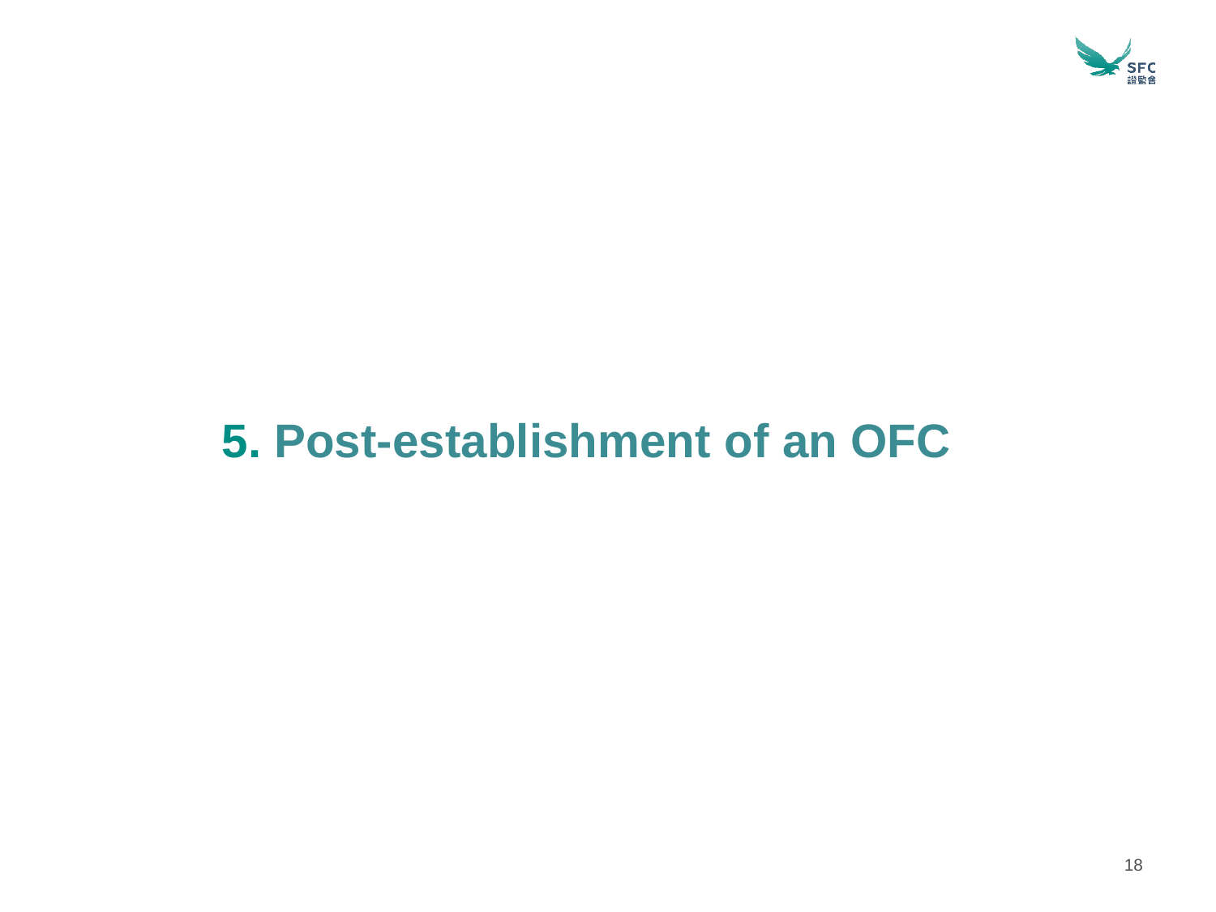# 5. Post-establishment of an OFC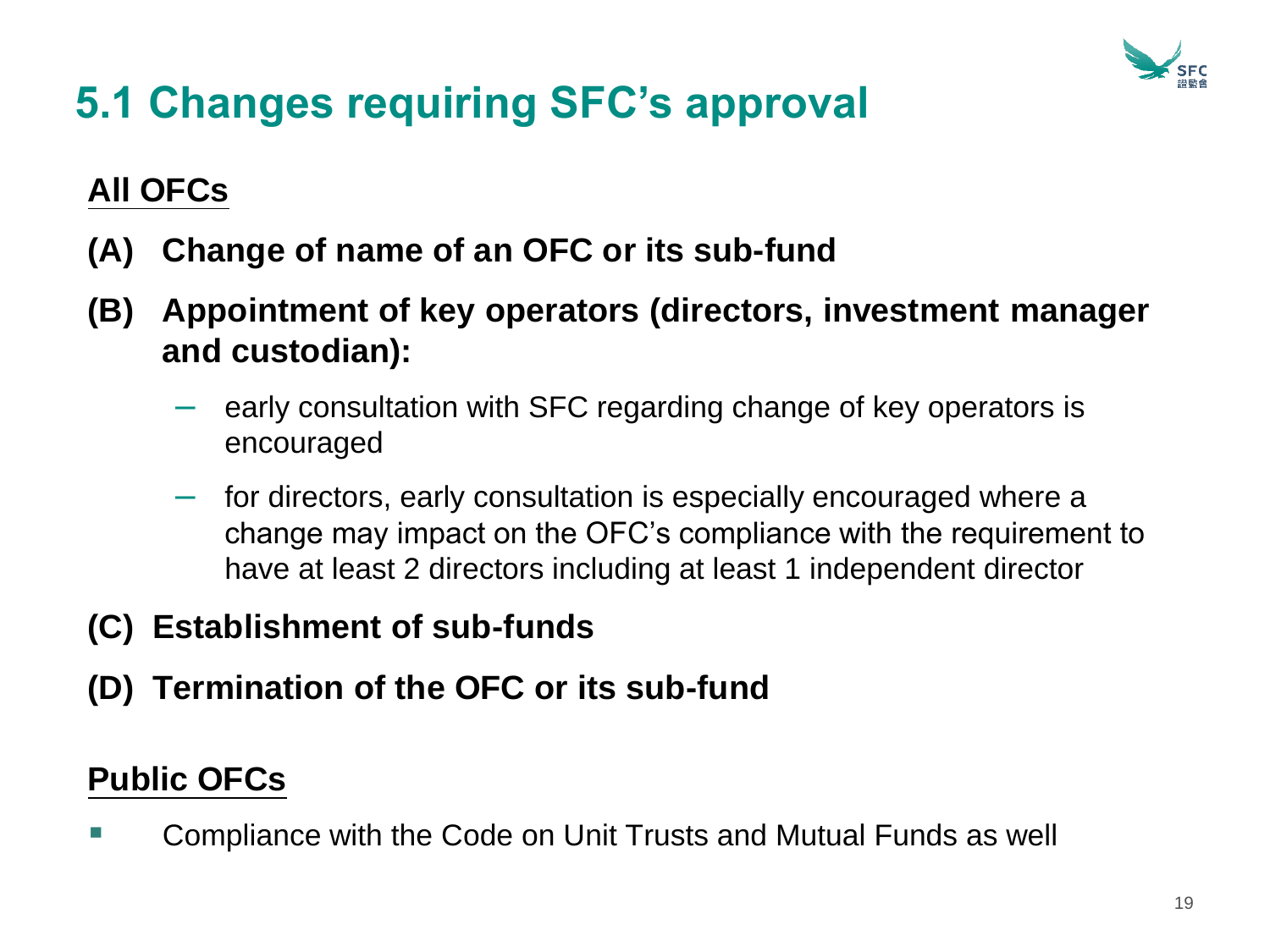# 5.1 Changes requiring SFC's approval

## All OFCs

- **(A) Change of name of an OFC or its sub-fund**
- **(B) Appointment of key operators (directors, investment manager and custodian):**
  - early consultation with SFC regarding change of key operators is encouraged
  - for directors, early consultation is especially encouraged where a change may impact on the OFC's compliance with the requirement to have at least 2 directors including at least 1 independent director
- **(C) Establishment of sub-funds**
- **(D) Termination of the OFC or its sub-fund**

## Public OFCs

- Compliance with the Code on Unit Trusts and Mutual Funds as well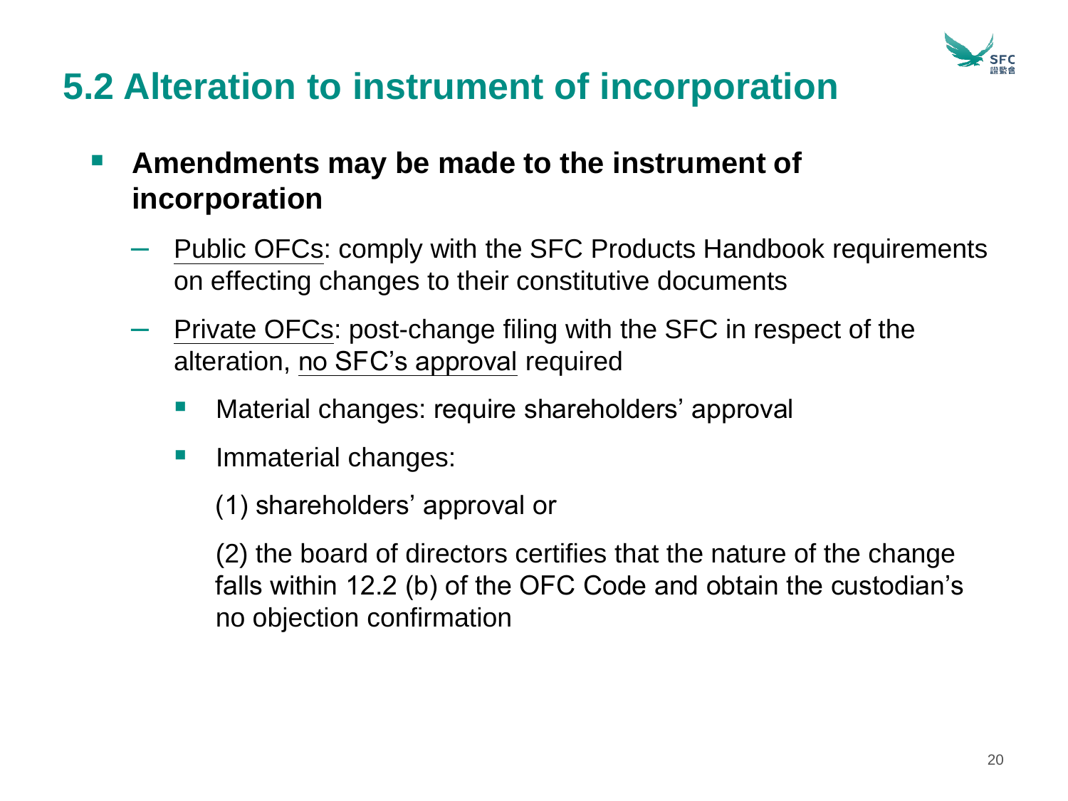# 5.2 Alteration to instrument of incorporation

- **Amendments may be made to the instrument of incorporation**
  - Public OFCs: comply with the SFC Products Handbook requirements on effecting changes to their constitutive documents
  - Private OFCs: post-change filing with the SFC in respect of the alteration, no SFC's approval required
    - Material changes: require shareholders' approval
    - Immaterial changes:

      (1) shareholders' approval or

      (2) the board of directors certifies that the nature of the change falls within 12.2 (b) of the OFC Code and obtain the custodian's no objection confirmation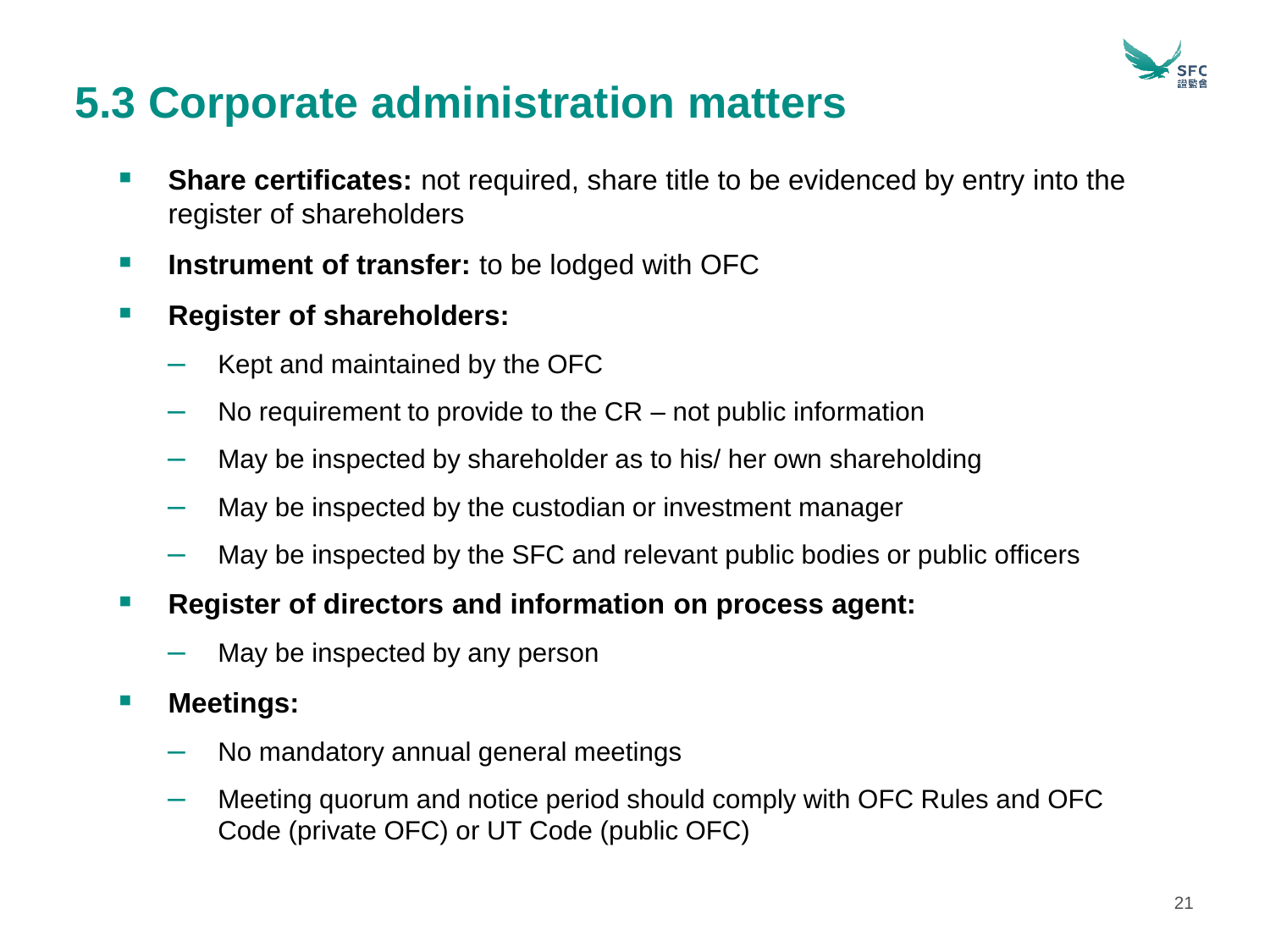# 5.3 Corporate administration matters

- **Share certificates:** not required, share title to be evidenced by entry into the register of shareholders
- **Instrument of transfer:** to be lodged with OFC
- **Register of shareholders:**
  - Kept and maintained by the OFC
  - No requirement to provide to the CR – not public information
  - May be inspected by shareholder as to his/ her own shareholding
  - May be inspected by the custodian or investment manager
  - May be inspected by the SFC and relevant public bodies or public officers
- **Register of directors and information on process agent:**
  - May be inspected by any person
- **Meetings:**
  - No mandatory annual general meetings
  - Meeting quorum and notice period should comply with OFC Rules and OFC Code (private OFC) or UT Code (public OFC)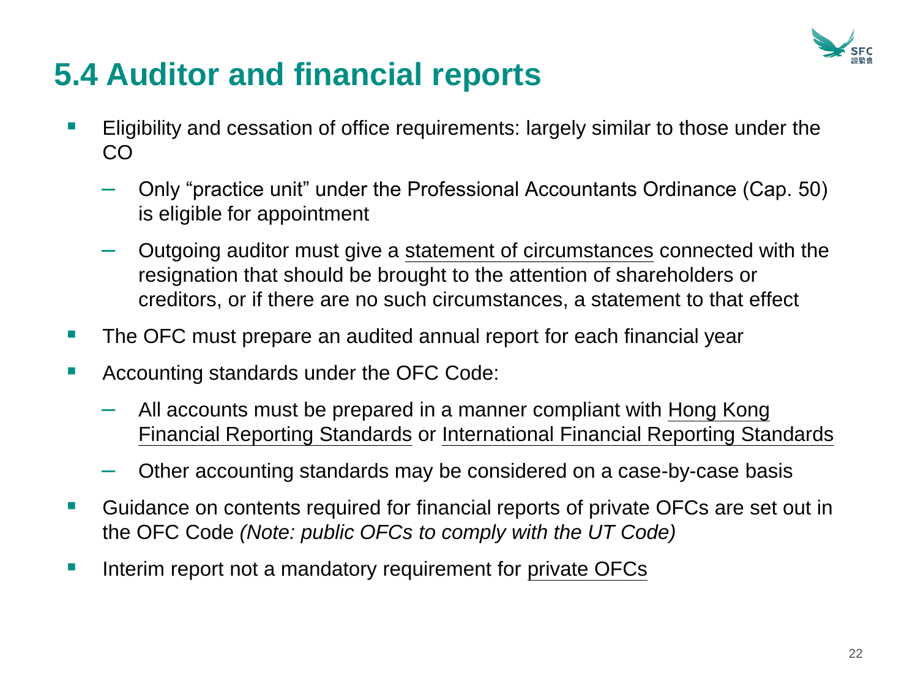# 5.4 Auditor and financial reports

- Eligibility and cessation of office requirements: largely similar to those under the CO
  - Only “practice unit” under the Professional Accountants Ordinance (Cap. 50) is eligible for appointment
  - Outgoing auditor must give a statement of circumstances connected with the resignation that should be brought to the attention of shareholders or creditors, or if there are no such circumstances, a statement to that effect
- The OFC must prepare an audited annual report for each financial year
- Accounting standards under the OFC Code:
  - All accounts must be prepared in a manner compliant with Hong Kong Financial Reporting Standards or International Financial Reporting Standards
  - Other accounting standards may be considered on a case-by-case basis
- Guidance on contents required for financial reports of private OFCs are set out in the OFC Code *(Note: public OFCs to comply with the UT Code)*
- Interim report not a mandatory requirement for private OFCs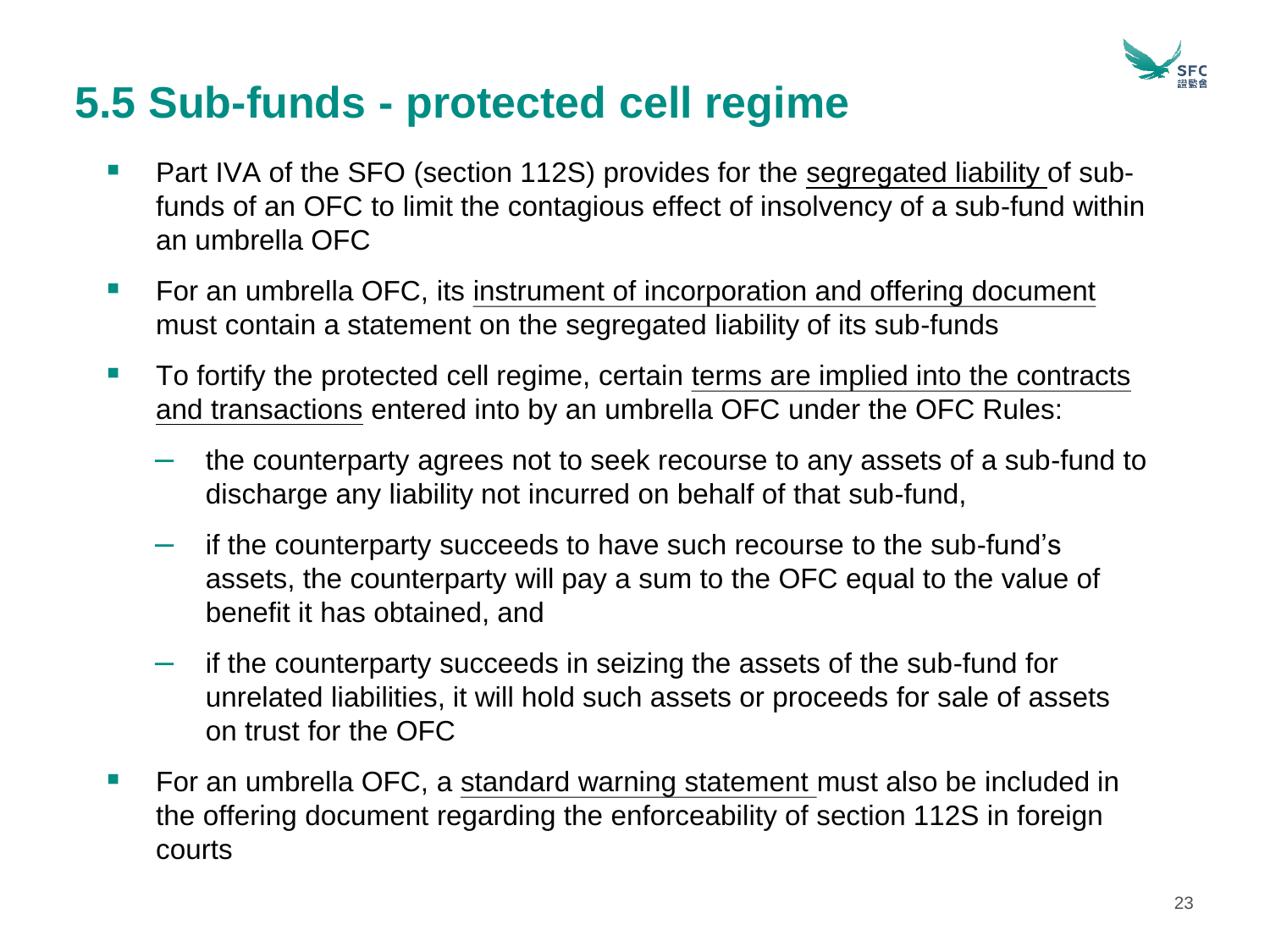# 5.5 Sub-funds - protected cell regime

- Part IVA of the SFO (section 112S) provides for the segregated liability of sub-funds of an OFC to limit the contagious effect of insolvency of a sub-fund within an umbrella OFC
- For an umbrella OFC, its instrument of incorporation and offering document must contain a statement on the segregated liability of its sub-funds
- To fortify the protected cell regime, certain terms are implied into the contracts and transactions entered into by an umbrella OFC under the OFC Rules:
  - the counterparty agrees not to seek recourse to any assets of a sub-fund to discharge any liability not incurred on behalf of that sub-fund,
  - if the counterparty succeeds to have such recourse to the sub-fund's assets, the counterparty will pay a sum to the OFC equal to the value of benefit it has obtained, and
  - if the counterparty succeeds in seizing the assets of the sub-fund for unrelated liabilities, it will hold such assets or proceeds for sale of assets on trust for the OFC
- For an umbrella OFC, a standard warning statement must also be included in the offering document regarding the enforceability of section 112S in foreign courts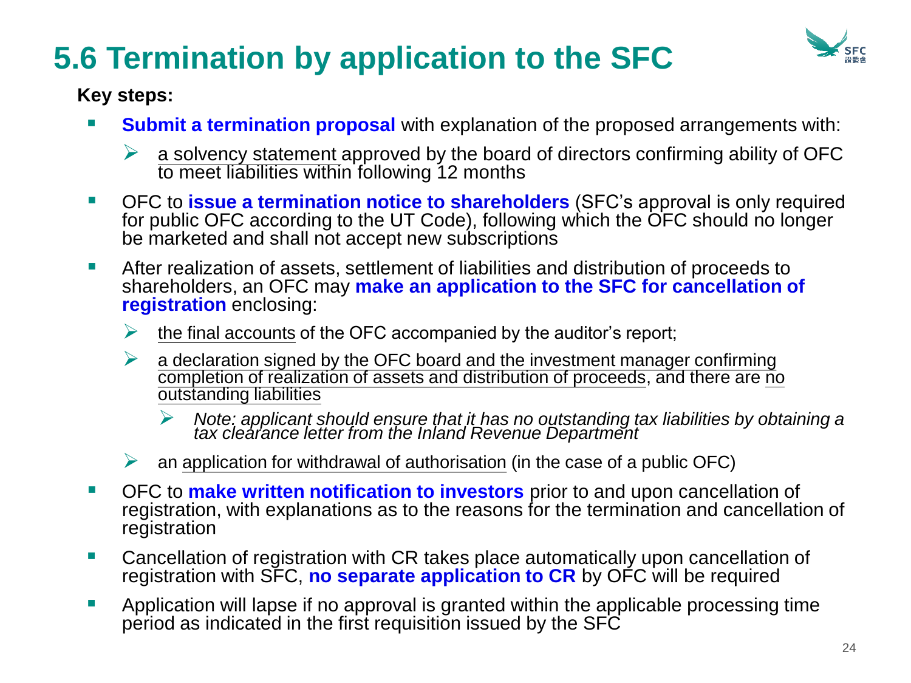# 5.6 Termination by application to the SFC

**Key steps:**

- **Submit a termination proposal** with explanation of the proposed arrangements with:
  - a solvency statement approved by the board of directors confirming ability of OFC to meet liabilities within following 12 months
- OFC to **issue a termination notice to shareholders** (SFC's approval is only required for public OFC according to the UT Code), following which the OFC should no longer be marketed and shall not accept new subscriptions
- After realization of assets, settlement of liabilities and distribution of proceeds to shareholders, an OFC may **make an application to the SFC for cancellation of registration** enclosing:
  - the final accounts of the OFC accompanied by the auditor's report;
  - a declaration signed by the OFC board and the investment manager confirming completion of realization of assets and distribution of proceeds, and there are no outstanding liabilities
    - *Note: applicant should ensure that it has no outstanding tax liabilities by obtaining a tax clearance letter from the Inland Revenue Department*
  - an application for withdrawal of authorisation (in the case of a public OFC)
- OFC to **make written notification to investors** prior to and upon cancellation of registration, with explanations as to the reasons for the termination and cancellation of registration
- Cancellation of registration with CR takes place automatically upon cancellation of registration with SFC, **no separate application to CR** by OFC will be required
- Application will lapse if no approval is granted within the applicable processing time period as indicated in the first requisition issued by the SFC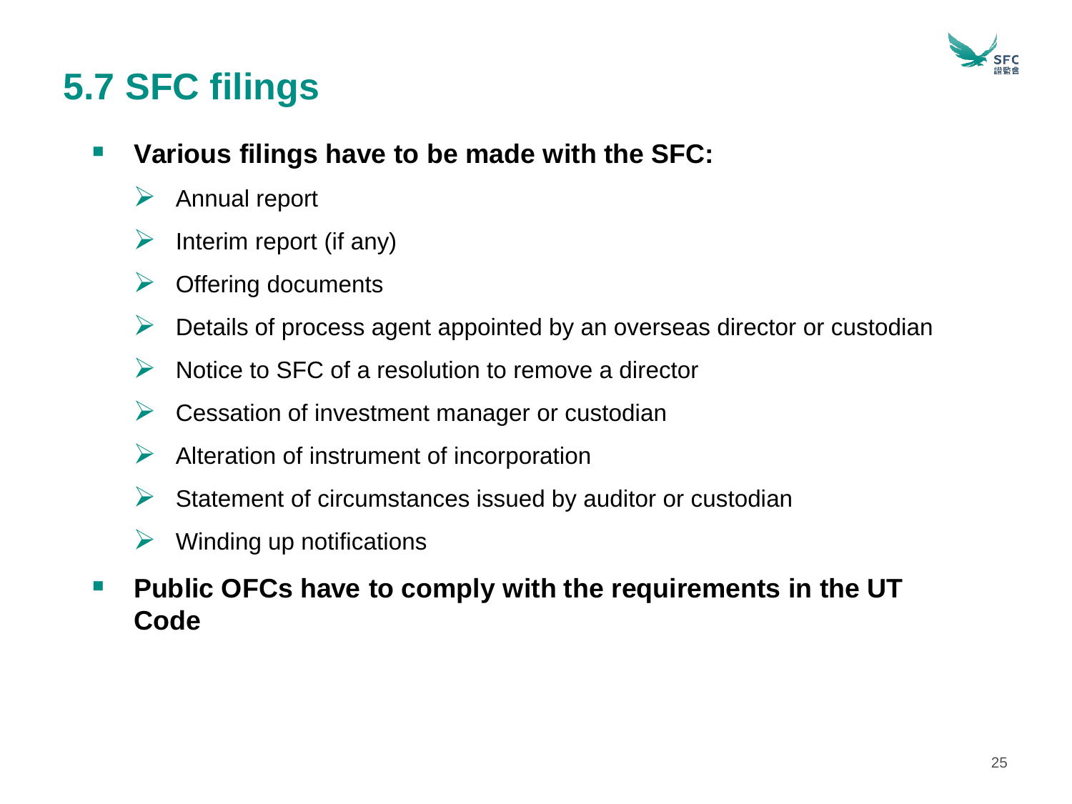# 5.7 SFC filings

- **Various filings have to be made with the SFC:**
  - Annual report
  - Interim report (if any)
  - Offering documents
  - Details of process agent appointed by an overseas director or custodian
  - Notice to SFC of a resolution to remove a director
  - Cessation of investment manager or custodian
  - Alteration of instrument of incorporation
  - Statement of circumstances issued by auditor or custodian
  - Winding up notifications
- **Public OFCs have to comply with the requirements in the UT Code**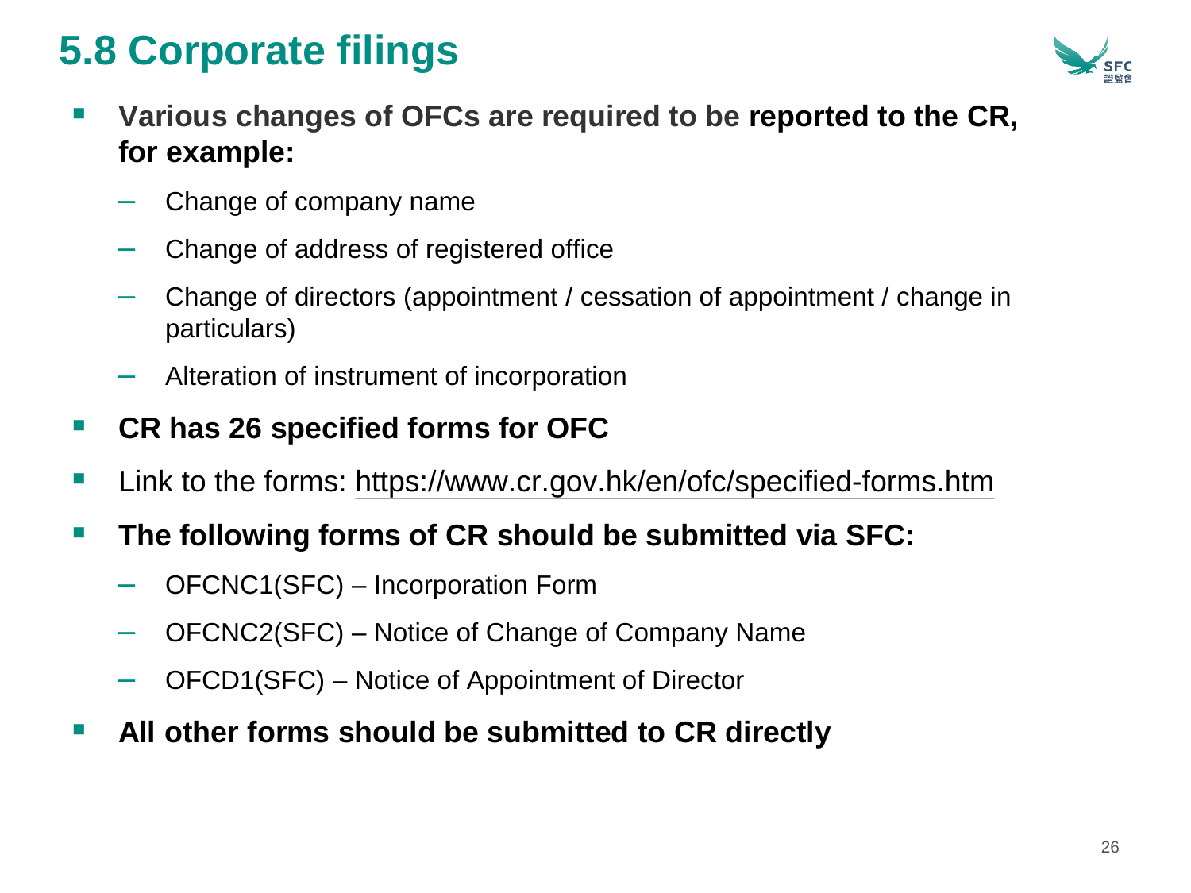# 5.8 Corporate filings

- **Various changes of OFCs are required to be reported to the CR, for example:**
  - Change of company name
  - Change of address of registered office
  - Change of directors (appointment / cessation of appointment / change in particulars)
  - Alteration of instrument of incorporation
- **CR has 26 specified forms for OFC**
- Link to the forms: https://www.cr.gov.hk/en/ofc/specified-forms.htm
- **The following forms of CR should be submitted via SFC:**
  - OFCNC1(SFC) – Incorporation Form
  - OFCNC2(SFC) – Notice of Change of Company Name
  - OFCD1(SFC) – Notice of Appointment of Director
- **All other forms should be submitted to CR directly**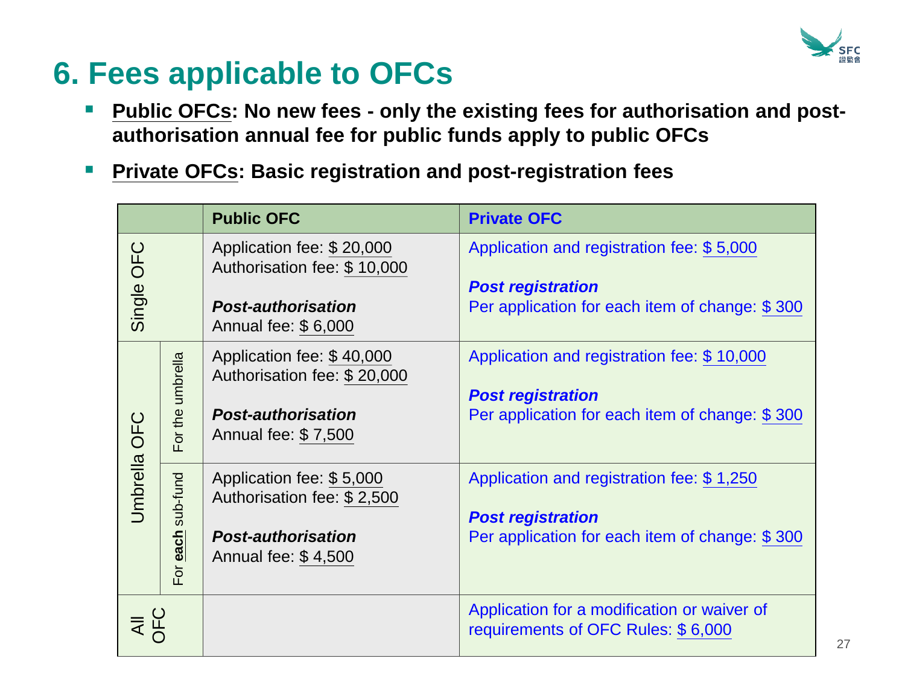# 6. Fees applicable to OFCs

- **Public OFCs: No new fees - only the existing fees for authorisation and post-authorisation annual fee for public funds apply to public OFCs**
- **Private OFCs: Basic registration and post-registration fees**

| | | Public OFC | Private OFC |
|---|---|---|---|
| Single OFC | | Application fee: $ 20,000<br>Authorisation fee: $ 10,000<br><br>***Post-authorisation***<br>Annual fee: $ 6,000 | Application and registration fee: $ 5,000<br><br>***Post registration***<br>Per application for each item of change: $ 300 |
| Umbrella OFC | For the umbrella | Application fee: $ 40,000<br>Authorisation fee: $ 20,000<br><br>***Post-authorisation***<br>Annual fee: $ 7,500 | Application and registration fee: $ 10,000<br><br>***Post registration***<br>Per application for each item of change: $ 300 |
| | For **each** sub-fund | Application fee: $ 5,000<br>Authorisation fee: $ 2,500<br><br>***Post-authorisation***<br>Annual fee: $ 4,500 | Application and registration fee: $ 1,250<br><br>***Post registration***<br>Per application for each item of change: $ 300 |
| All OFC | | | Application for a modification or waiver of requirements of OFC Rules: $ 6,000 |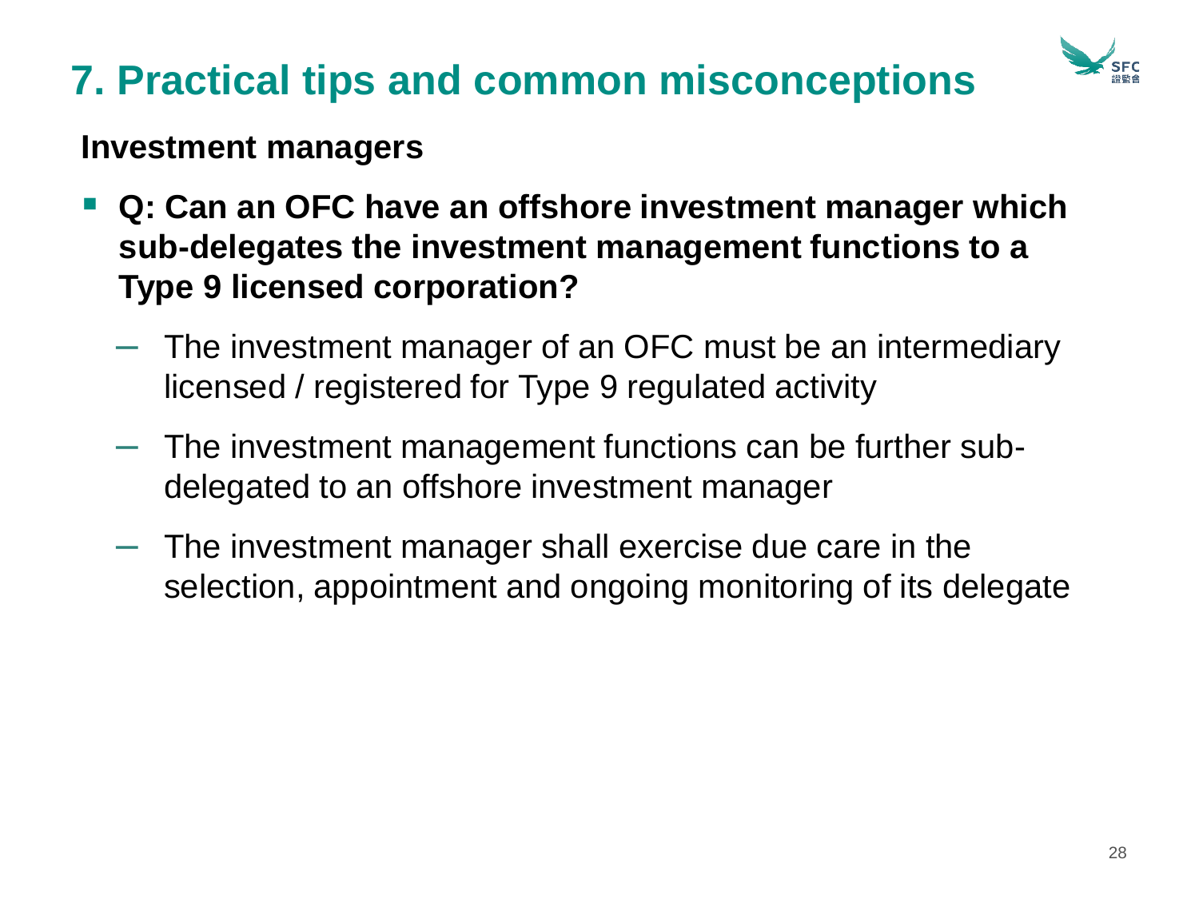# 7. Practical tips and common misconceptions

**Investment managers**

- **Q: Can an OFC have an offshore investment manager which sub-delegates the investment management functions to a Type 9 licensed corporation?**
  - The investment manager of an OFC must be an intermediary licensed / registered for Type 9 regulated activity
  - The investment management functions can be further sub-delegated to an offshore investment manager
  - The investment manager shall exercise due care in the selection, appointment and ongoing monitoring of its delegate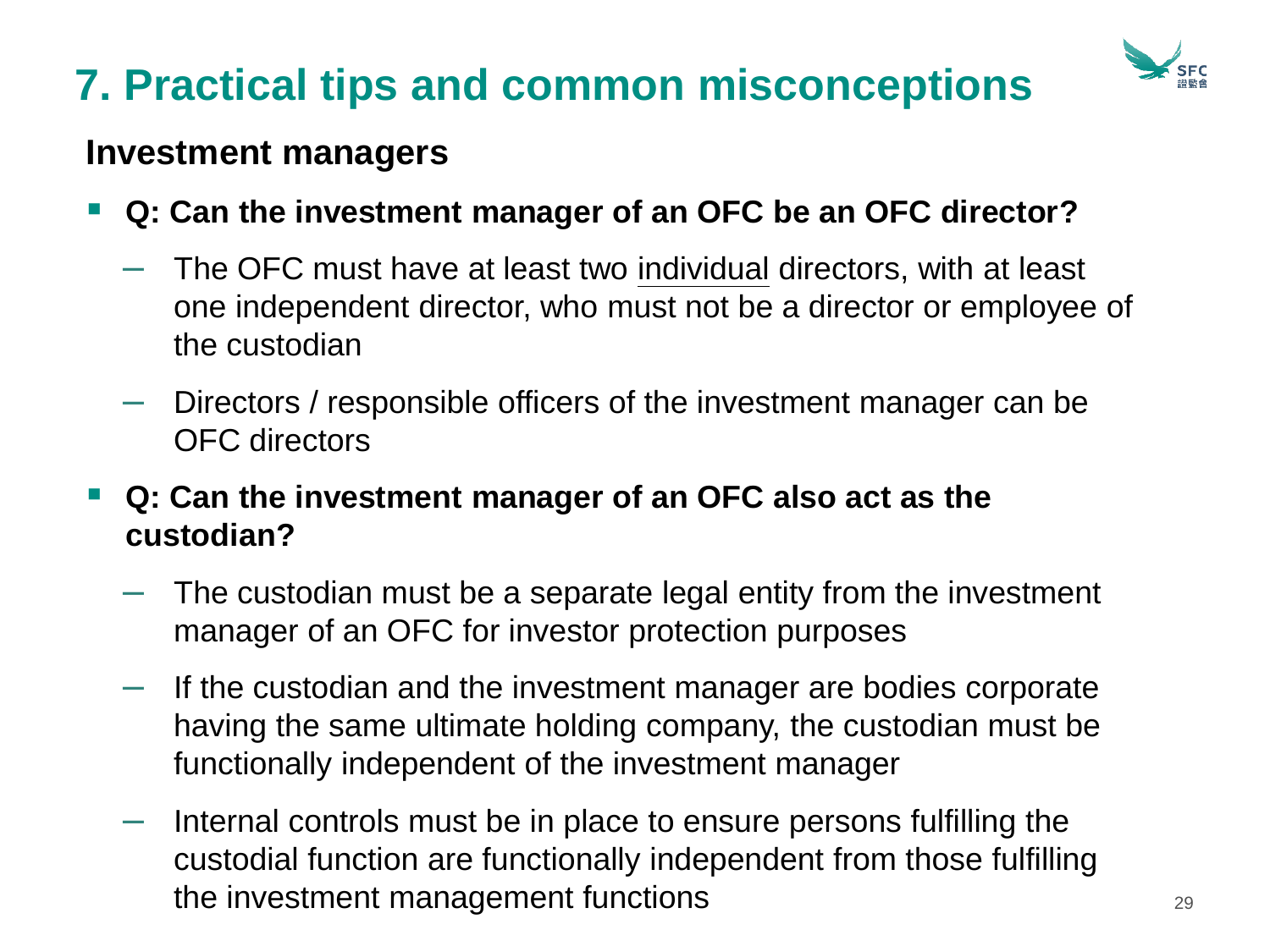# 7. Practical tips and common misconceptions

## Investment managers

- **Q: Can the investment manager of an OFC be an OFC director?**
  - The OFC must have at least two <u>individual</u> directors, with at least one independent director, who must not be a director or employee of the custodian
  - Directors / responsible officers of the investment manager can be OFC directors
- **Q: Can the investment manager of an OFC also act as the custodian?**
  - The custodian must be a separate legal entity from the investment manager of an OFC for investor protection purposes
  - If the custodian and the investment manager are bodies corporate having the same ultimate holding company, the custodian must be functionally independent of the investment manager
  - Internal controls must be in place to ensure persons fulfilling the custodial function are functionally independent from those fulfilling the investment management functions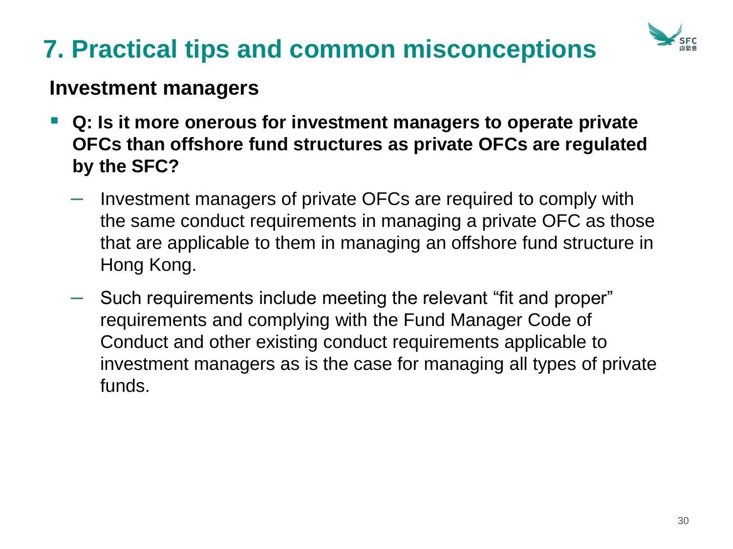# 7. Practical tips and common misconceptions

## Investment managers

- **Q: Is it more onerous for investment managers to operate private OFCs than offshore fund structures as private OFCs are regulated by the SFC?**
  - Investment managers of private OFCs are required to comply with the same conduct requirements in managing a private OFC as those that are applicable to them in managing an offshore fund structure in Hong Kong.
  - Such requirements include meeting the relevant "fit and proper" requirements and complying with the Fund Manager Code of Conduct and other existing conduct requirements applicable to investment managers as is the case for managing all types of private funds.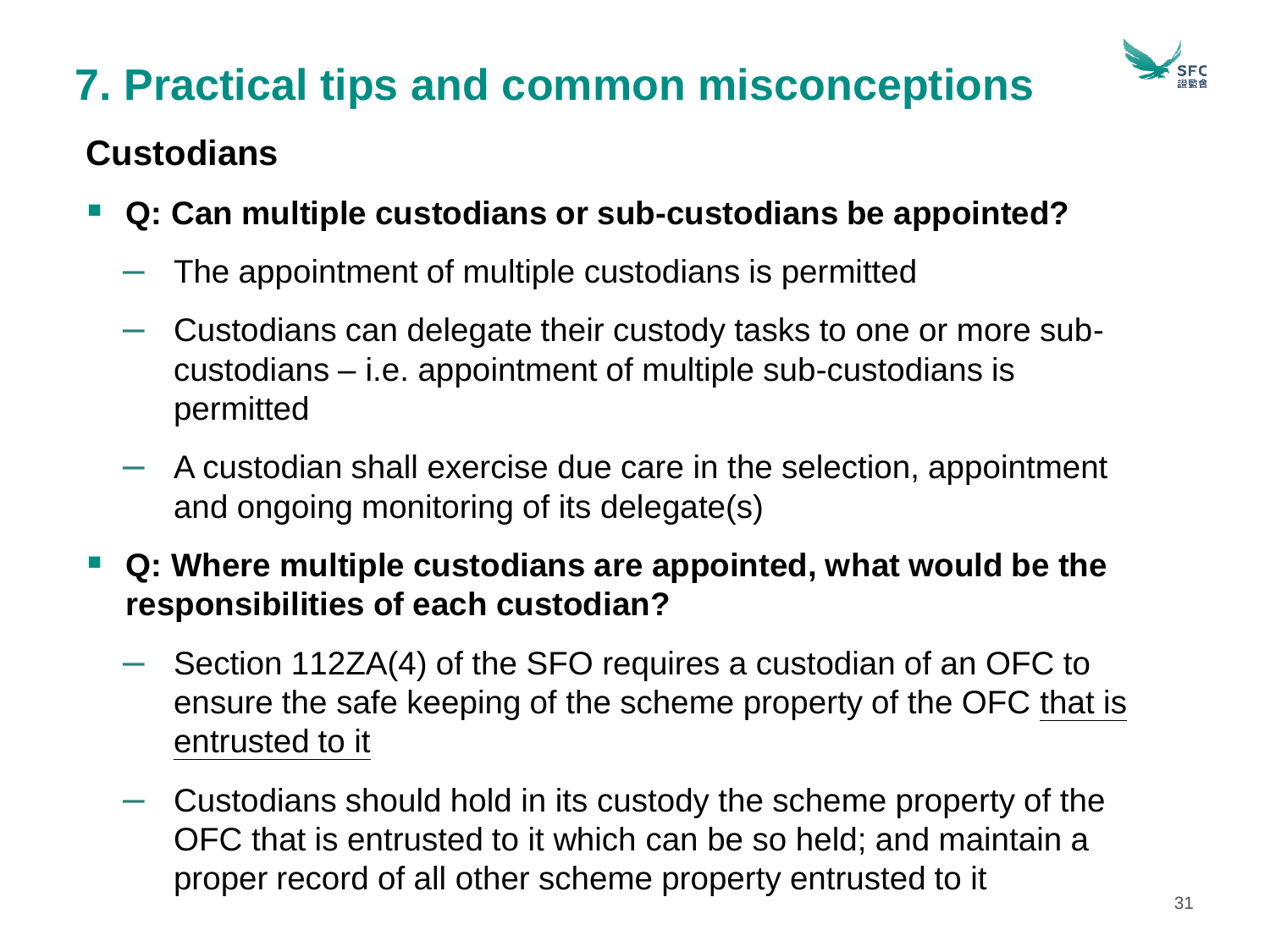# 7. Practical tips and common misconceptions

## Custodians

- **Q: Can multiple custodians or sub-custodians be appointed?**
  - The appointment of multiple custodians is permitted
  - Custodians can delegate their custody tasks to one or more sub-custodians – i.e. appointment of multiple sub-custodians is permitted
  - A custodian shall exercise due care in the selection, appointment and ongoing monitoring of its delegate(s)
- **Q: Where multiple custodians are appointed, what would be the responsibilities of each custodian?**
  - Section 112ZA(4) of the SFO requires a custodian of an OFC to ensure the safe keeping of the scheme property of the OFC <u>that is entrusted to it</u>
  - Custodians should hold in its custody the scheme property of the OFC that is entrusted to it which can be so held; and maintain a proper record of all other scheme property entrusted to it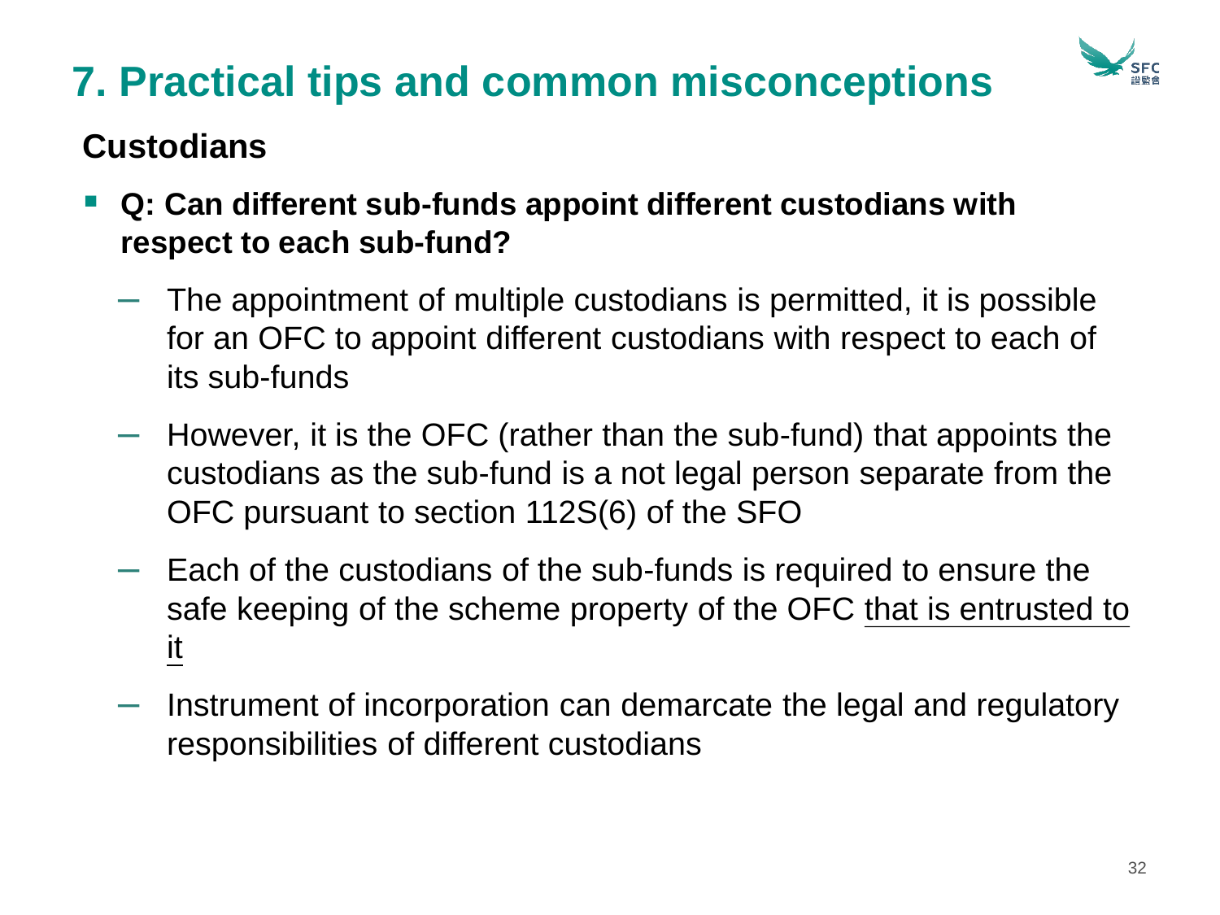# 7. Practical tips and common misconceptions

## Custodians

- **Q: Can different sub-funds appoint different custodians with respect to each sub-fund?**
  - The appointment of multiple custodians is permitted, it is possible for an OFC to appoint different custodians with respect to each of its sub-funds
  - However, it is the OFC (rather than the sub-fund) that appoints the custodians as the sub-fund is a not legal person separate from the OFC pursuant to section 112S(6) of the SFO
  - Each of the custodians of the sub-funds is required to ensure the safe keeping of the scheme property of the OFC <u>that is entrusted to it</u>
  - Instrument of incorporation can demarcate the legal and regulatory responsibilities of different custodians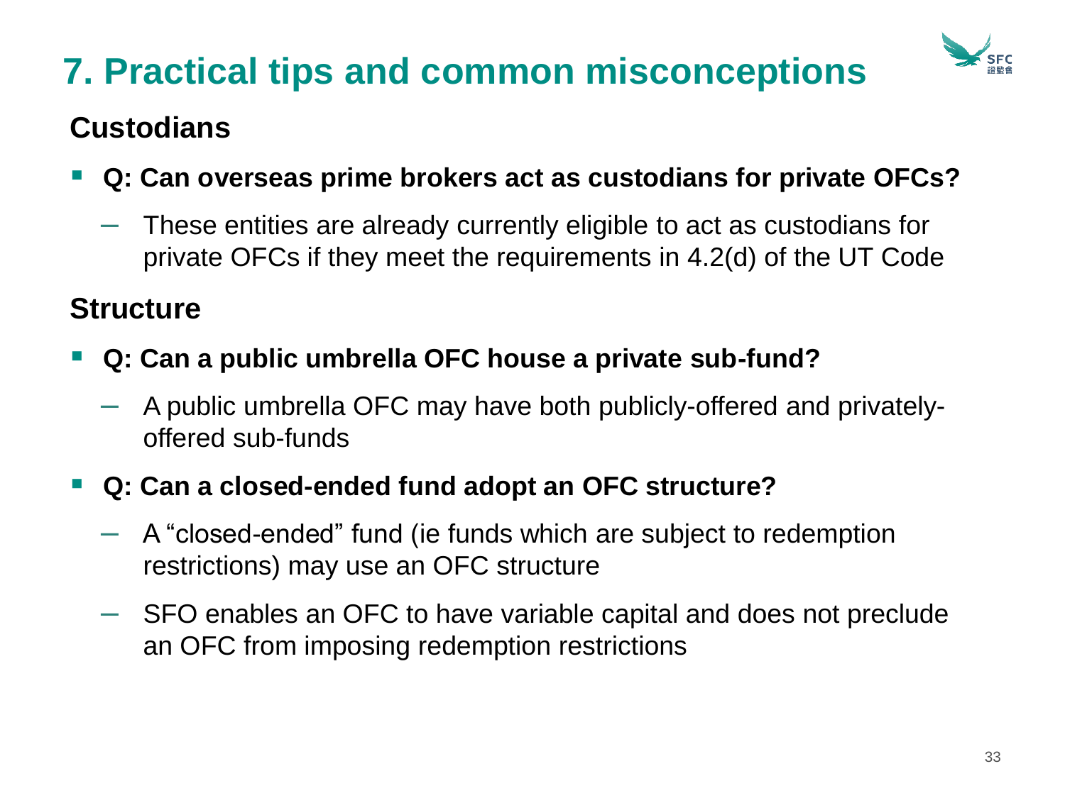# 7. Practical tips and common misconceptions

## Custodians

- **Q: Can overseas prime brokers act as custodians for private OFCs?**
  - These entities are already currently eligible to act as custodians for private OFCs if they meet the requirements in 4.2(d) of the UT Code

## Structure

- **Q: Can a public umbrella OFC house a private sub-fund?**
  - A public umbrella OFC may have both publicly-offered and privately-offered sub-funds
- **Q: Can a closed-ended fund adopt an OFC structure?**
  - A "closed-ended" fund (ie funds which are subject to redemption restrictions) may use an OFC structure
  - SFO enables an OFC to have variable capital and does not preclude an OFC from imposing redemption restrictions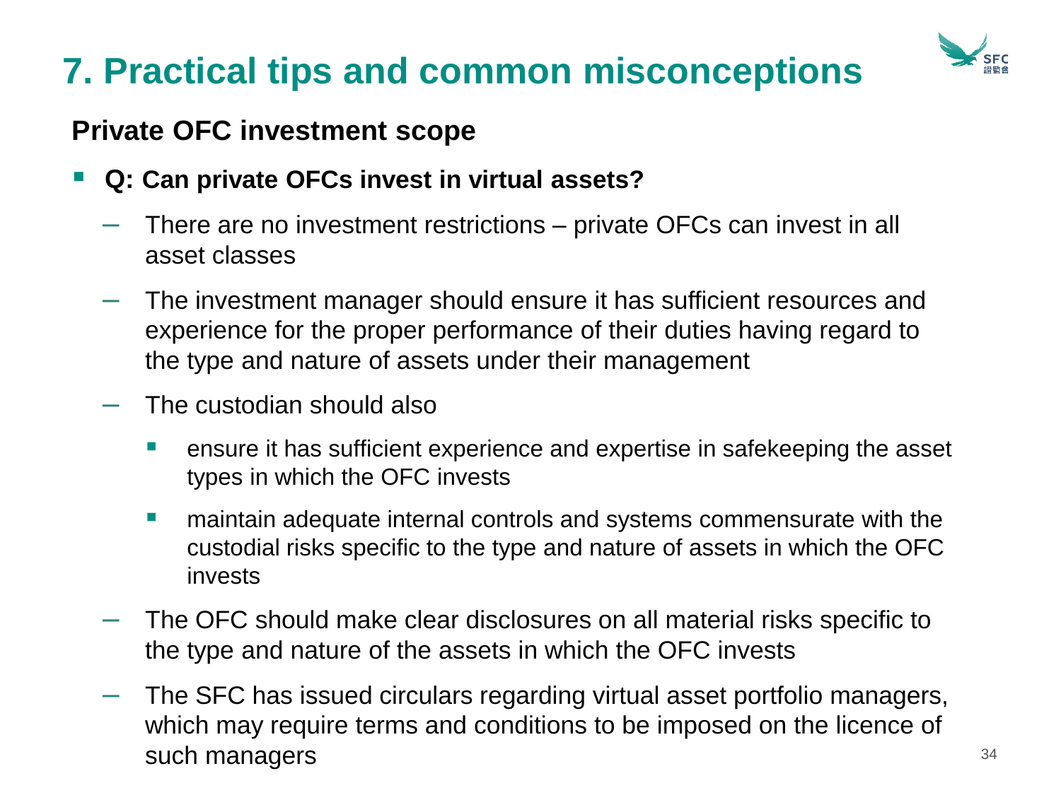# 7. Practical tips and common misconceptions

## Private OFC investment scope

- **Q: Can private OFCs invest in virtual assets?**
  - There are no investment restrictions – private OFCs can invest in all asset classes
  - The investment manager should ensure it has sufficient resources and experience for the proper performance of their duties having regard to the type and nature of assets under their management
  - The custodian should also
    - ensure it has sufficient experience and expertise in safekeeping the asset types in which the OFC invests
    - maintain adequate internal controls and systems commensurate with the custodial risks specific to the type and nature of assets in which the OFC invests
  - The OFC should make clear disclosures on all material risks specific to the type and nature of the assets in which the OFC invests
  - The SFC has issued circulars regarding virtual asset portfolio managers, which may require terms and conditions to be imposed on the licence of such managers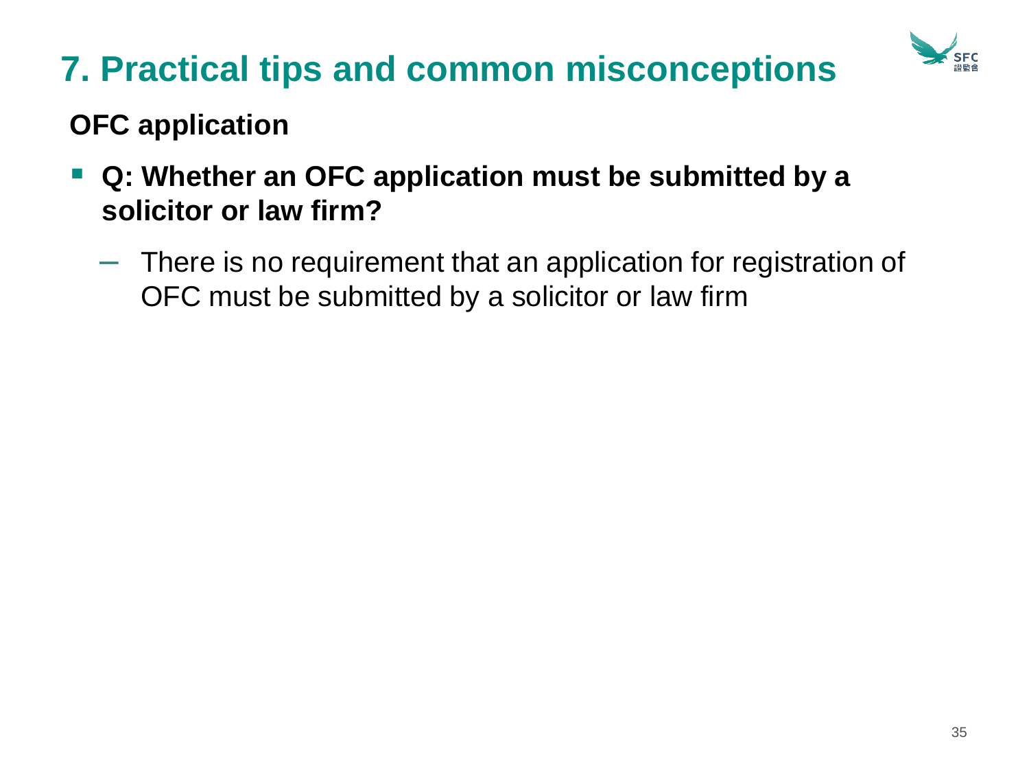# 7. Practical tips and common misconceptions

## OFC application

- **Q: Whether an OFC application must be submitted by a solicitor or law firm?**
  - There is no requirement that an application for registration of OFC must be submitted by a solicitor or law firm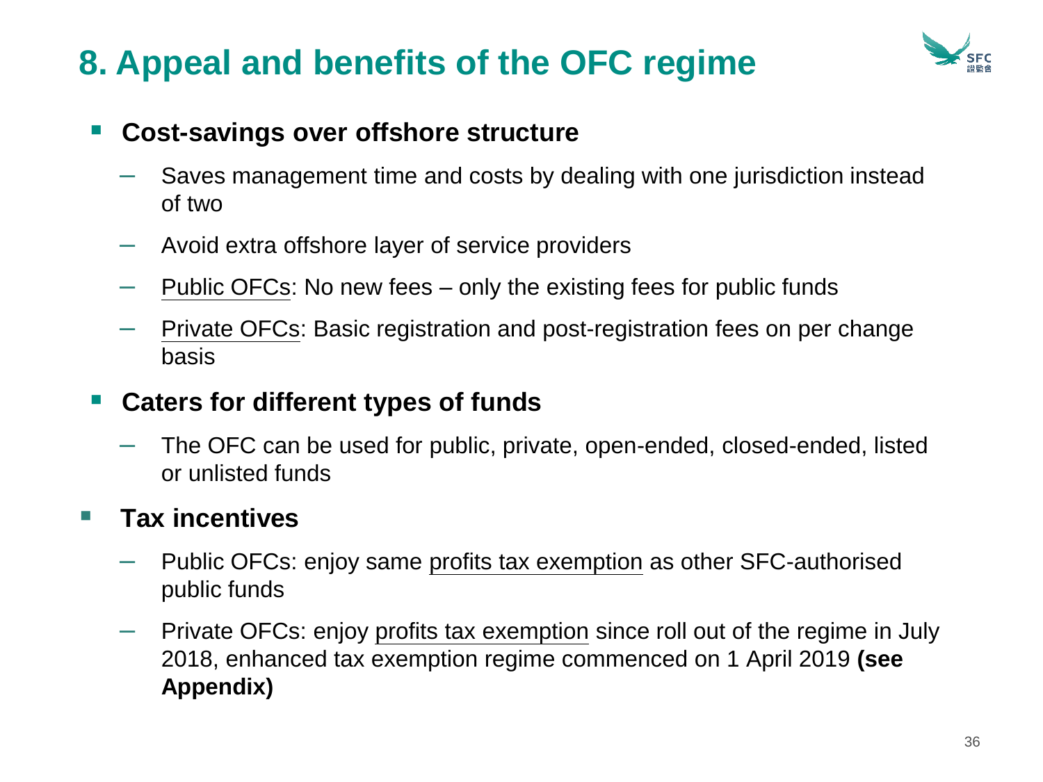# 8. Appeal and benefits of the OFC regime

- **Cost-savings over offshore structure**
  - Saves management time and costs by dealing with one jurisdiction instead of two
  - Avoid extra offshore layer of service providers
  - Public OFCs: No new fees – only the existing fees for public funds
  - Private OFCs: Basic registration and post-registration fees on per change basis
- **Caters for different types of funds**
  - The OFC can be used for public, private, open-ended, closed-ended, listed or unlisted funds
- **Tax incentives**
  - Public OFCs: enjoy same profits tax exemption as other SFC-authorised public funds
  - Private OFCs: enjoy profits tax exemption since roll out of the regime in July 2018, enhanced tax exemption regime commenced on 1 April 2019 **(see Appendix)**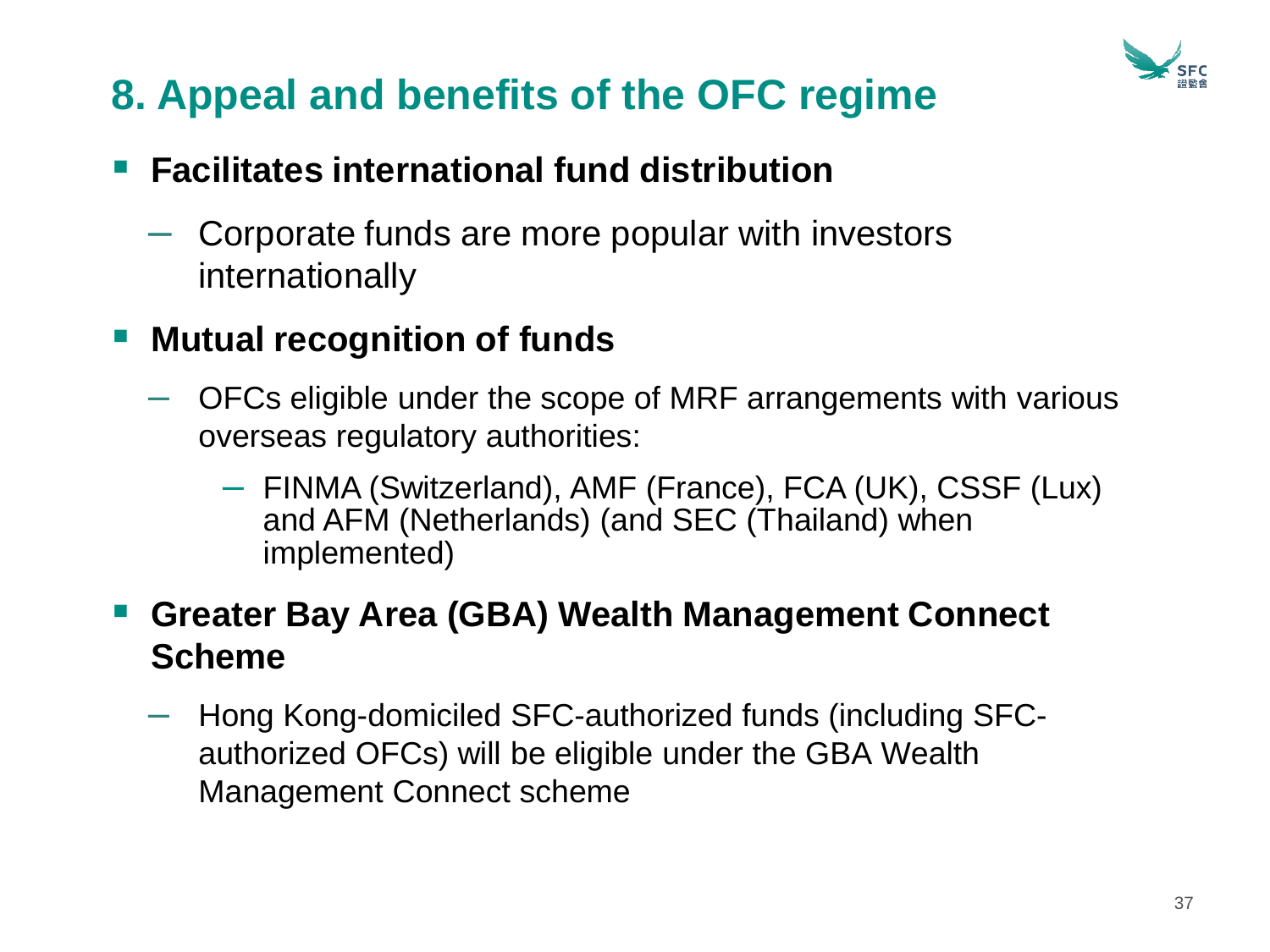# 8. Appeal and benefits of the OFC regime

- **Facilitates international fund distribution**
  - Corporate funds are more popular with investors internationally
- **Mutual recognition of funds**
  - OFCs eligible under the scope of MRF arrangements with various overseas regulatory authorities:
    - FINMA (Switzerland), AMF (France), FCA (UK), CSSF (Lux) and AFM (Netherlands) (and SEC (Thailand) when implemented)
- **Greater Bay Area (GBA) Wealth Management Connect Scheme**
  - Hong Kong-domiciled SFC-authorized funds (including SFC-authorized OFCs) will be eligible under the GBA Wealth Management Connect scheme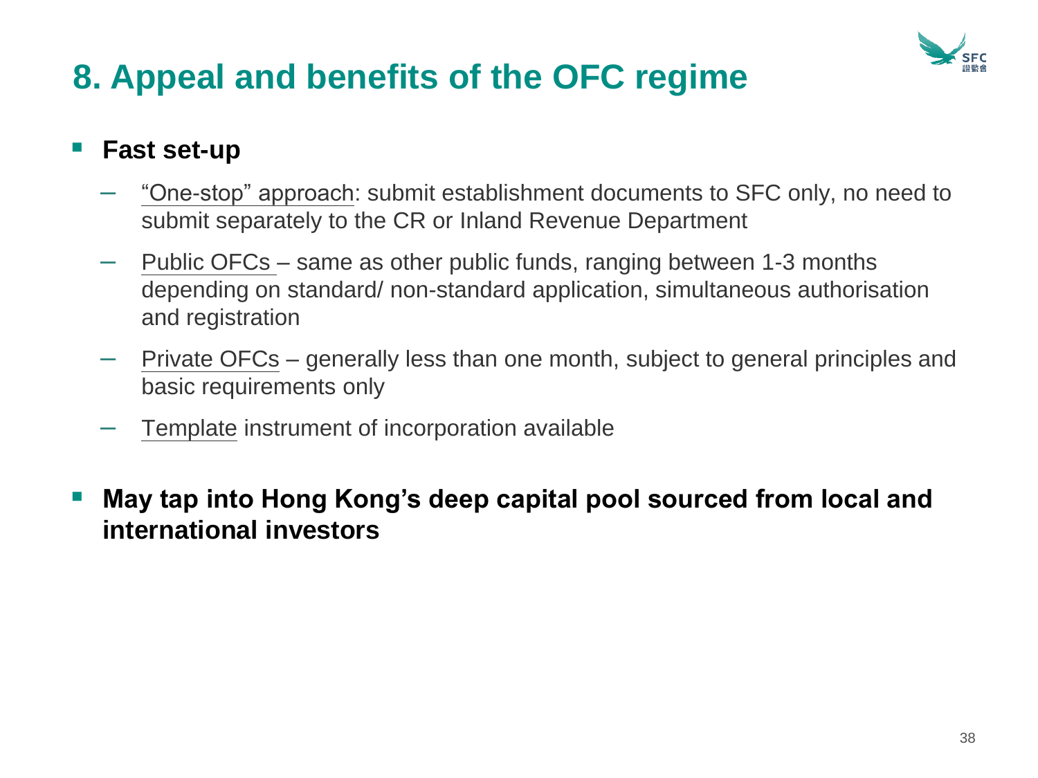# 8. Appeal and benefits of the OFC regime

- **Fast set-up**
  - "One-stop" approach: submit establishment documents to SFC only, no need to submit separately to the CR or Inland Revenue Department
  - Public OFCs – same as other public funds, ranging between 1-3 months depending on standard/ non-standard application, simultaneous authorisation and registration
  - Private OFCs – generally less than one month, subject to general principles and basic requirements only
  - Template instrument of incorporation available
- **May tap into Hong Kong's deep capital pool sourced from local and international investors**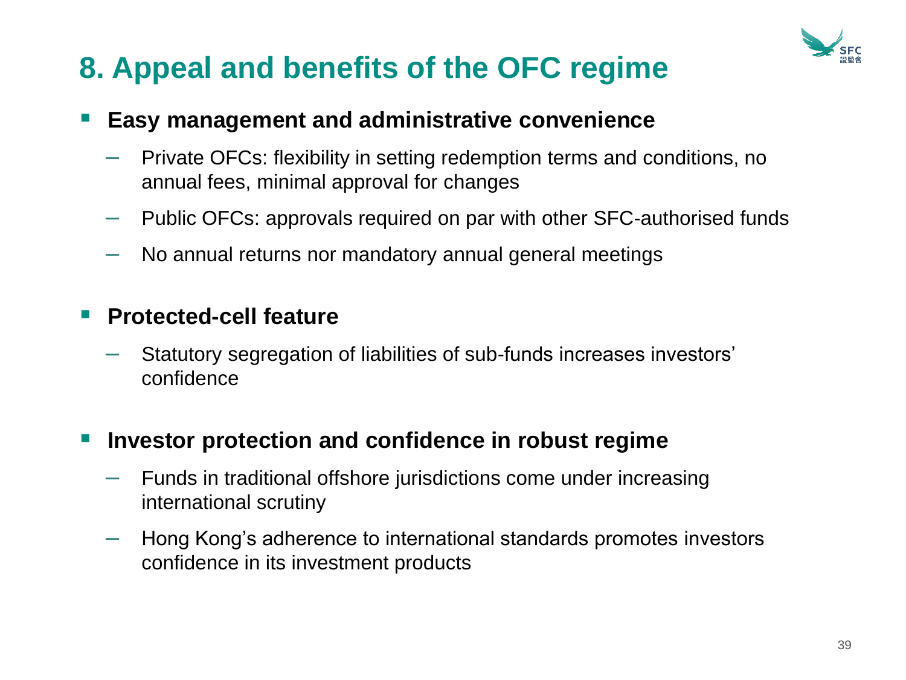# 8. Appeal and benefits of the OFC regime

- **Easy management and administrative convenience**
  - Private OFCs: flexibility in setting redemption terms and conditions, no annual fees, minimal approval for changes
  - Public OFCs: approvals required on par with other SFC-authorised funds
  - No annual returns nor mandatory annual general meetings
- **Protected-cell feature**
  - Statutory segregation of liabilities of sub-funds increases investors' confidence
- **Investor protection and confidence in robust regime**
  - Funds in traditional offshore jurisdictions come under increasing international scrutiny
  - Hong Kong's adherence to international standards promotes investors confidence in its investment products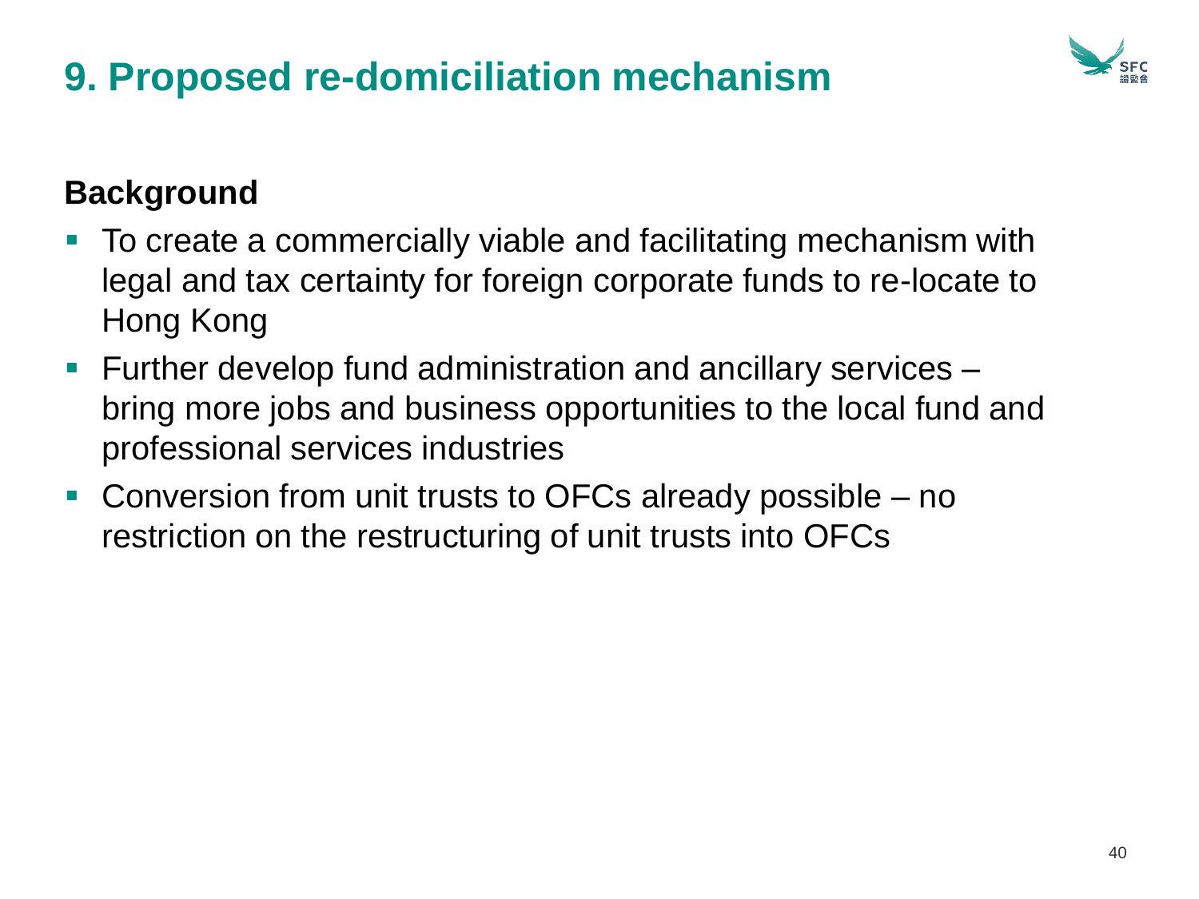# 9. Proposed re-domiciliation mechanism

**Background**

- To create a commercially viable and facilitating mechanism with legal and tax certainty for foreign corporate funds to re-locate to Hong Kong
- Further develop fund administration and ancillary services – bring more jobs and business opportunities to the local fund and professional services industries
- Conversion from unit trusts to OFCs already possible – no restriction on the restructuring of unit trusts into OFCs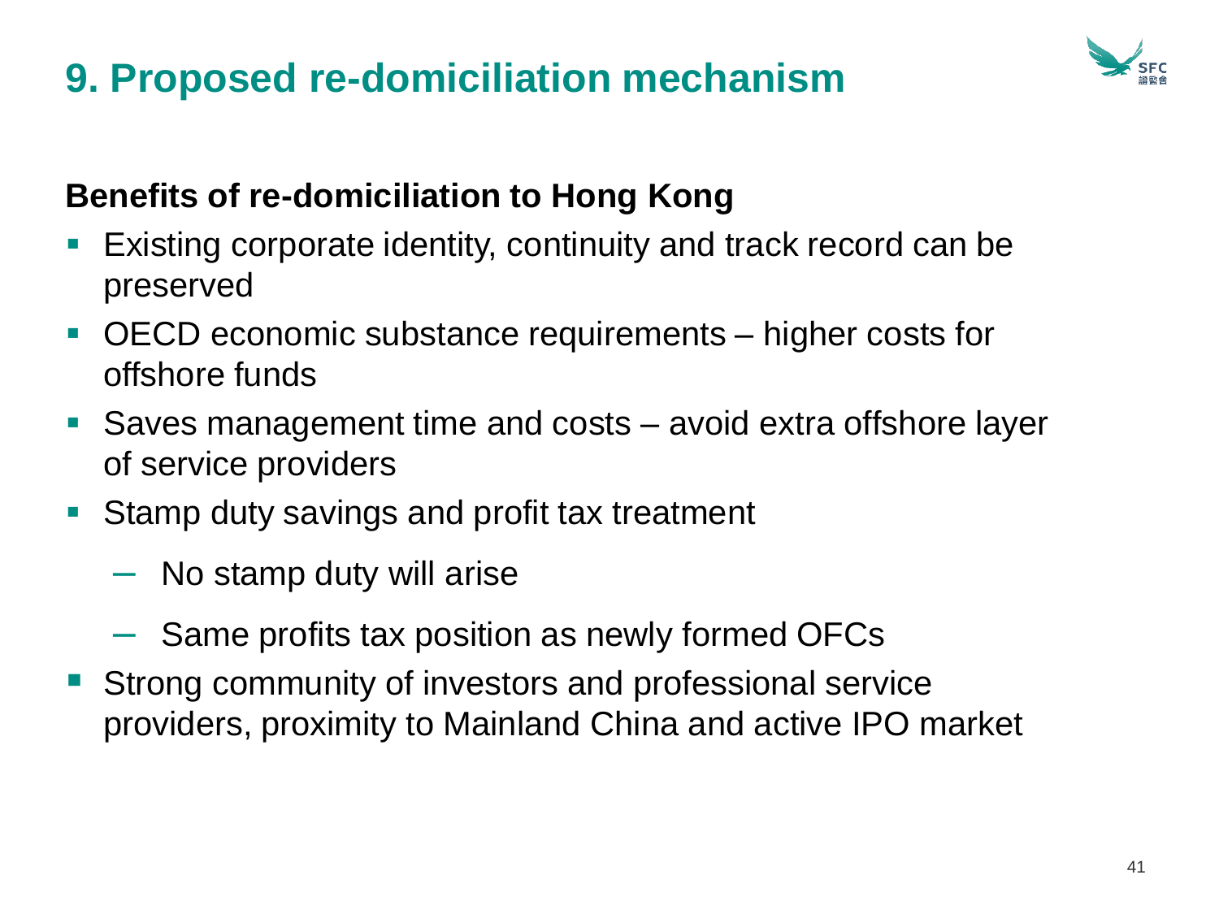# 9. Proposed re-domiciliation mechanism

**Benefits of re-domiciliation to Hong Kong**

- Existing corporate identity, continuity and track record can be preserved
- OECD economic substance requirements – higher costs for offshore funds
- Saves management time and costs – avoid extra offshore layer of service providers
- Stamp duty savings and profit tax treatment
  - No stamp duty will arise
  - Same profits tax position as newly formed OFCs
- Strong community of investors and professional service providers, proximity to Mainland China and active IPO market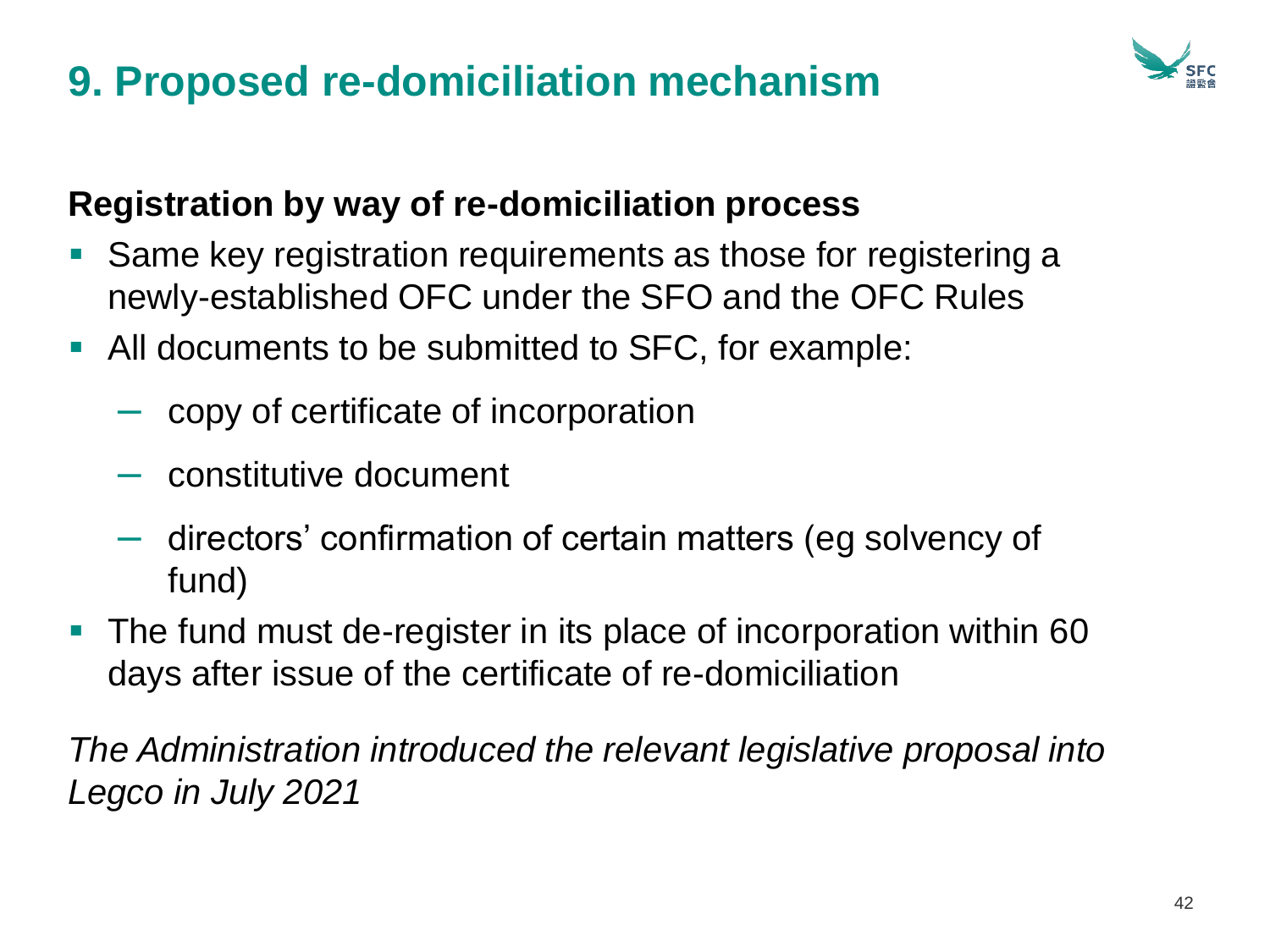# 9. Proposed re-domiciliation mechanism

**Registration by way of re-domiciliation process**

- Same key registration requirements as those for registering a newly-established OFC under the SFO and the OFC Rules
- All documents to be submitted to SFC, for example:
  - copy of certificate of incorporation
  - constitutive document
  - directors' confirmation of certain matters (eg solvency of fund)
- The fund must de-register in its place of incorporation within 60 days after issue of the certificate of re-domiciliation

*The Administration introduced the relevant legislative proposal into Legco in July 2021*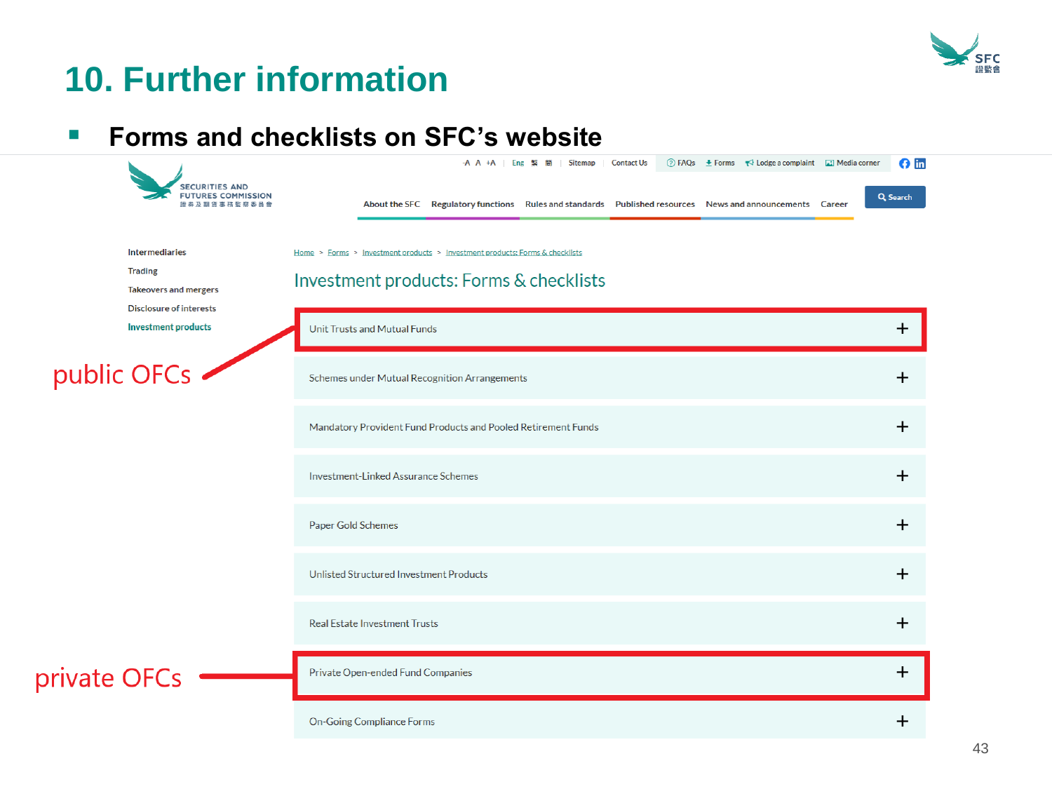# 10. Further information

- **Forms and checklists on SFC's website**

Home > Forms > Investment products > Investment products: Forms & checklists

## Investment products: Forms & checklists

- Unit Trusts and Mutual Funds ← public OFCs
- Schemes under Mutual Recognition Arrangements
- Mandatory Provident Fund Products and Pooled Retirement Funds
- Investment-Linked Assurance Schemes
- Paper Gold Schemes
- Unlisted Structured Investment Products
- Real Estate Investment Trusts
- Private Open-ended Fund Companies ← private OFCs
- On-Going Compliance Forms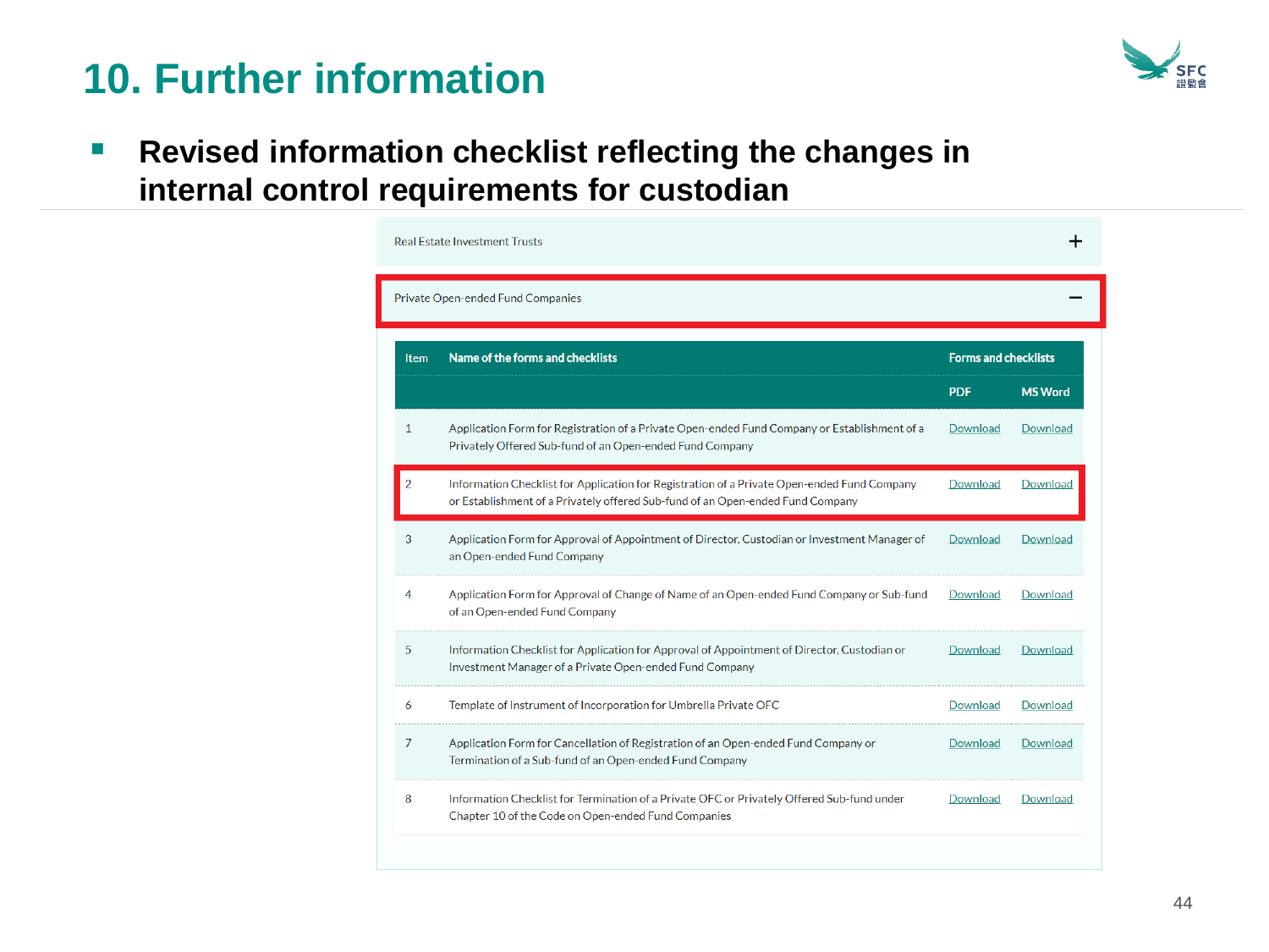# 10. Further information

- **Revised information checklist reflecting the changes in internal control requirements for custodian**

Real Estate Investment Trusts +

Private Open-ended Fund Companies −

| Item | Name of the forms and checklists | Forms and checklists | |
|---|---|---|---|
| | | PDF | MS Word |
| 1 | Application Form for Registration of a Private Open-ended Fund Company or Establishment of a Privately Offered Sub-fund of an Open-ended Fund Company | Download | Download |
| 2 | Information Checklist for Application for Registration of a Private Open-ended Fund Company or Establishment of a Privately offered Sub-fund of an Open-ended Fund Company | Download | Download |
| 3 | Application Form for Approval of Appointment of Director, Custodian or Investment Manager of an Open-ended Fund Company | Download | Download |
| 4 | Application Form for Approval of Change of Name of an Open-ended Fund Company or Sub-fund of an Open-ended Fund Company | Download | Download |
| 5 | Information Checklist for Application for Approval of Appointment of Director, Custodian or Investment Manager of a Private Open-ended Fund Company | Download | Download |
| 6 | Template of Instrument of Incorporation for Umbrella Private OFC | Download | Download |
| 7 | Application Form for Cancellation of Registration of an Open-ended Fund Company or Termination of a Sub-fund of an Open-ended Fund Company | Download | Download |
| 8 | Information Checklist for Termination of a Private OFC or Privately Offered Sub-fund under Chapter 10 of the Code on Open-ended Fund Companies | Download | Download |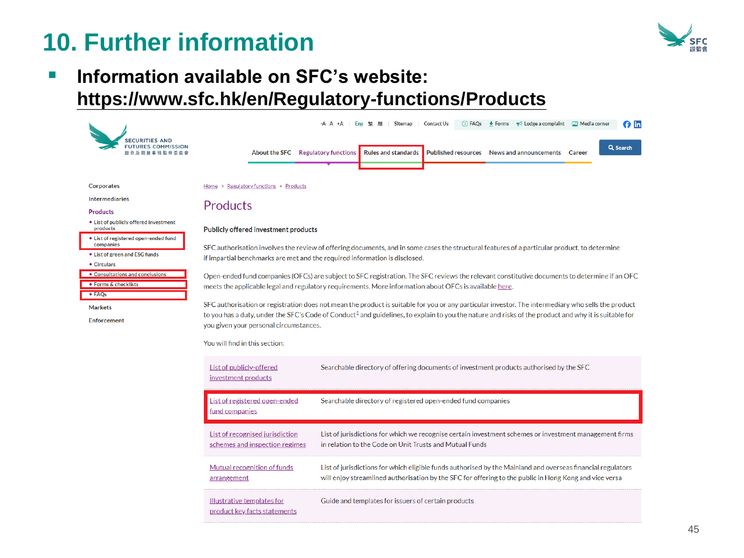# 10. Further information

- **Information available on SFC's website: https://www.sfc.hk/en/Regulatory-functions/Products**

-A A +A | Eng 繁 简 | Sitemap | Contact Us | FAQs | Forms | Lodge a complaint | Media corner

SECURITIES AND FUTURES COMMISSION 證券及期貨事務監察委員會

About the SFC | Regulatory functions | Rules and standards | Published resources | News and announcements | Career | Search

- Corporates
- Intermediaries
- Products
  - List of publicly offered investment products
  - List of registered open-ended fund companies
  - List of green and ESG funds
  - Circulars
  - Consultations and conclusions
  - Forms & checklists
  - FAQs
- Markets
- Enforcement

Home > Regulatory functions > Products

## Products

### Publicly offered investment products

SFC authorisation involves the review of offering documents, and in some cases the structural features of a particular product, to determine if impartial benchmarks are met and the required information is disclosed.

Open-ended fund companies (OFCs) are subject to SFC registration. The SFC reviews the relevant constitutive documents to determine if an OFC meets the applicable legal and regulatory requirements. More information about OFCs is available here.

SFC authorisation or registration does not mean the product is suitable for you or any particular investor. The intermediary who sells the product to you has a duty, under the SFC's Code of Conduct[1] and guidelines, to explain to you the nature and risks of the product and why it is suitable for you given your personal circumstances.

You will find in this section:

| | |
|---|---|
| List of publicly-offered investment products | Searchable directory of offering documents of investment products authorised by the SFC |
| List of registered open-ended fund companies | Searchable directory of registered open-ended fund companies |
| List of recognised jurisdiction schemes and inspection regimes | List of jurisdictions for which we recognise certain investment schemes or investment management firms in relation to the Code on Unit Trusts and Mutual Funds |
| Mutual recognition of funds arrangement | List of jurisdictions for which eligible funds authorised by the Mainland and overseas financial regulators will enjoy streamlined authorisation by the SFC for offering to the public in Hong Kong and vice versa |
| Illustrative templates for product key facts statements | Guide and templates for issuers of certain products |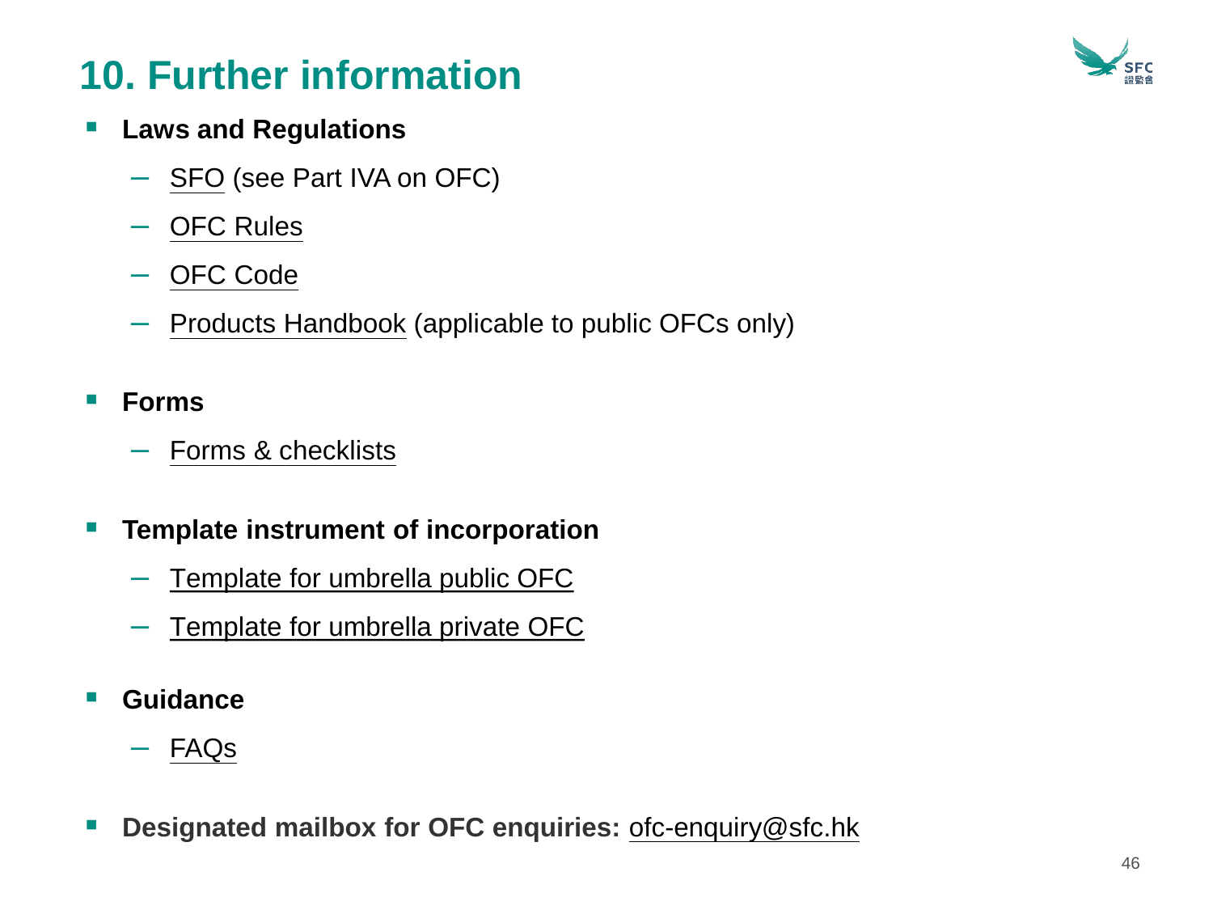# 10. Further information

- **Laws and Regulations**
  - SFO (see Part IVA on OFC)
  - OFC Rules
  - OFC Code
  - Products Handbook (applicable to public OFCs only)

- **Forms**
  - Forms & checklists

- **Template instrument of incorporation**
  - Template for umbrella public OFC
  - Template for umbrella private OFC

- **Guidance**
  - FAQs

- **Designated mailbox for OFC enquiries:** ofc-enquiry@sfc.hk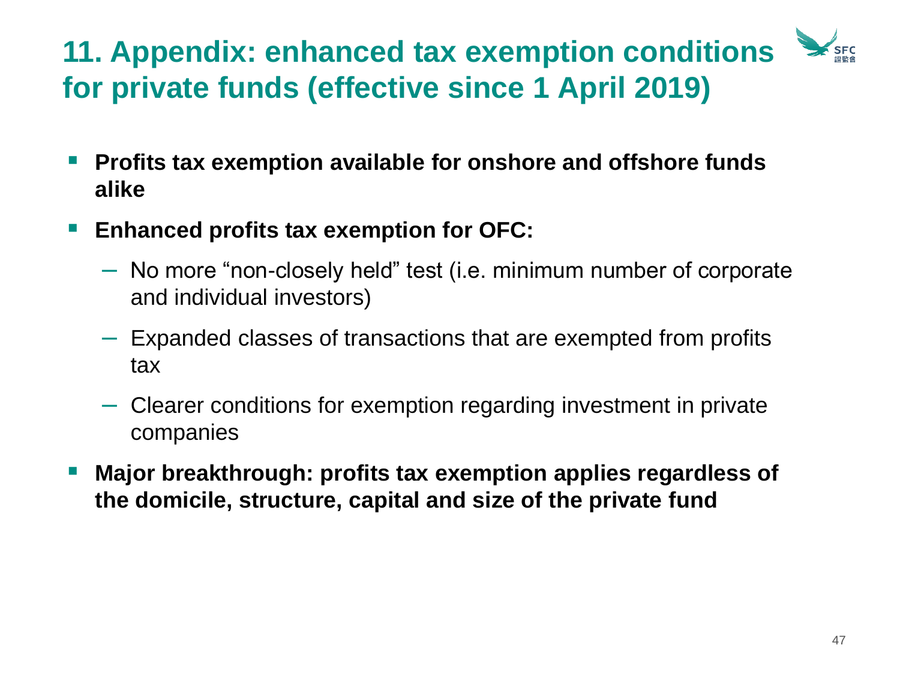## 11. Appendix: enhanced tax exemption conditions for private funds (effective since 1 April 2019)

- **Profits tax exemption available for onshore and offshore funds alike**
- **Enhanced profits tax exemption for OFC:**
  - No more "non-closely held" test (i.e. minimum number of corporate and individual investors)
  - Expanded classes of transactions that are exempted from profits tax
  - Clearer conditions for exemption regarding investment in private companies
- **Major breakthrough: profits tax exemption applies regardless of the domicile, structure, capital and size of the private fund**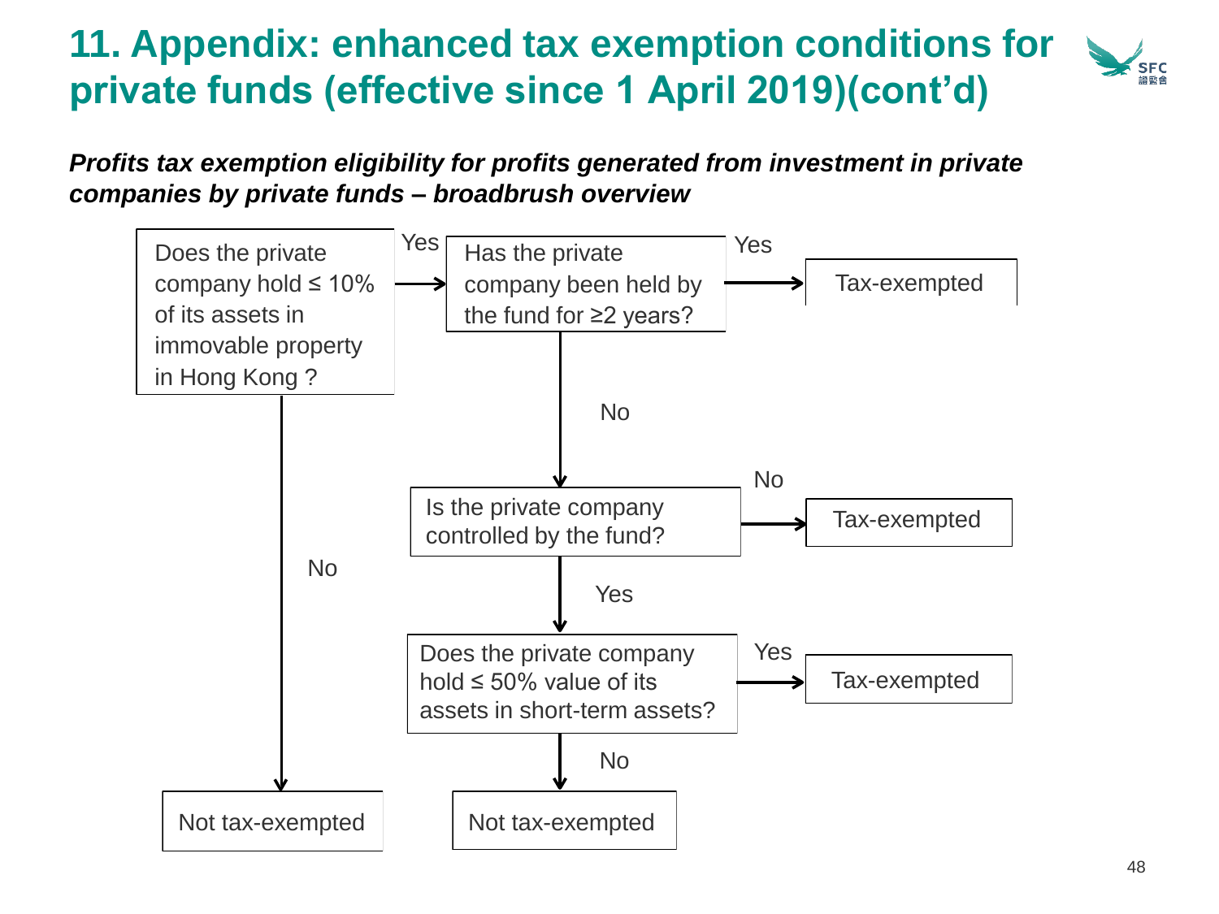# 11. Appendix: enhanced tax exemption conditions for private funds (effective since 1 April 2019)(cont'd)

***Profits tax exemption eligibility for profits generated from investment in private companies by private funds – broadbrush overview***

- Does the private company hold ≤ 10% of its assets in immovable property in Hong Kong ?
  - **No** → Not tax-exempted
  - **Yes** → Has the private company been held by the fund for ≥2 years?
    - **Yes** → Tax-exempted
    - **No** → Is the private company controlled by the fund?
      - **No** → Tax-exempted
      - **Yes** → Does the private company hold ≤ 50% value of its assets in short-term assets?
        - **Yes** → Tax-exempted
        - **No** → Not tax-exempted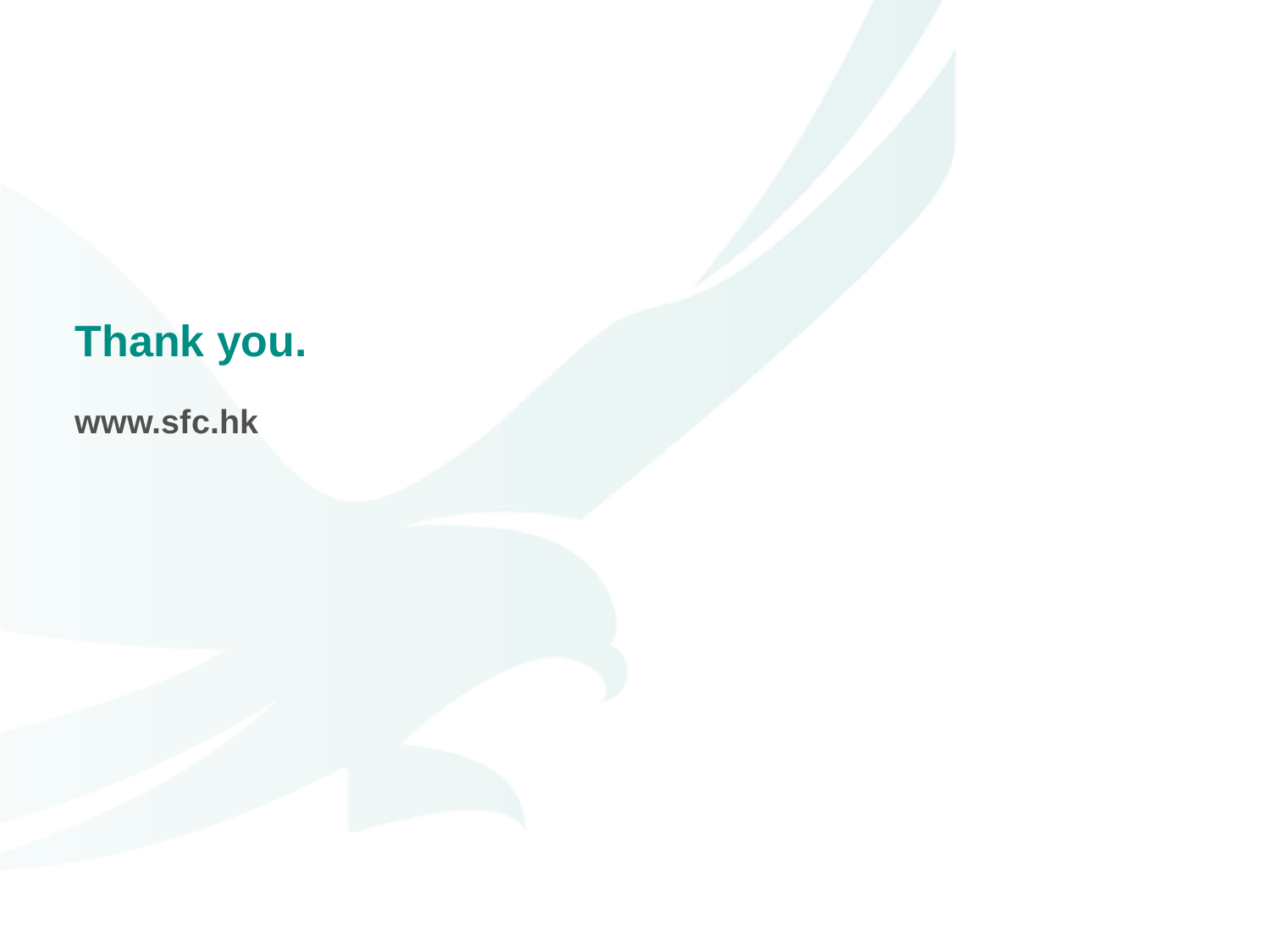# Thank you.

**www.sfc.hk**